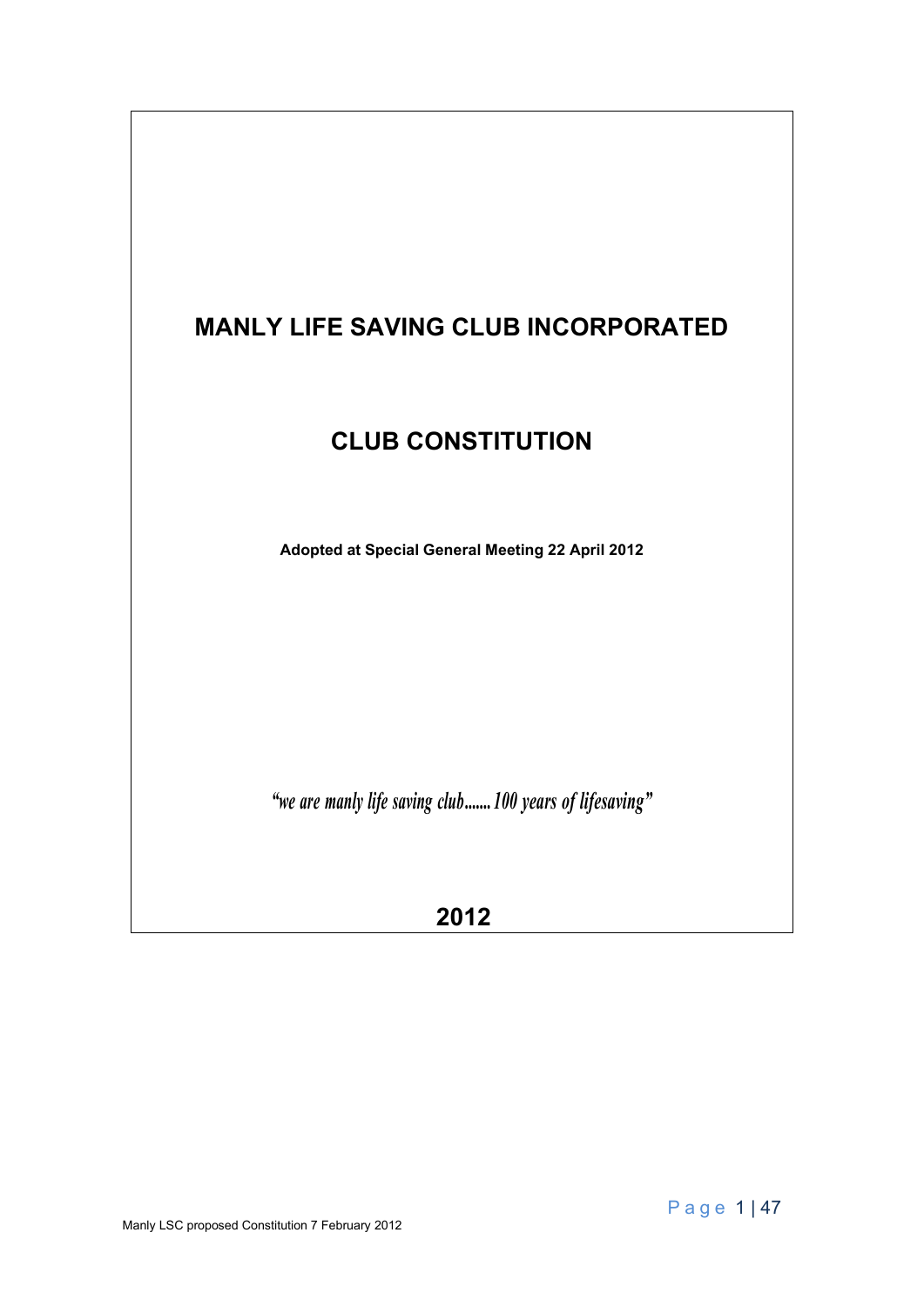# MANLY LIFE SAVING CLUB INCORPORATED

# CLUB CONSTITUTION

**Adopted at Special General Meeting 22 April 2012**

*"we are manly life saving club....... 100 years of lifesaving"*

**2012**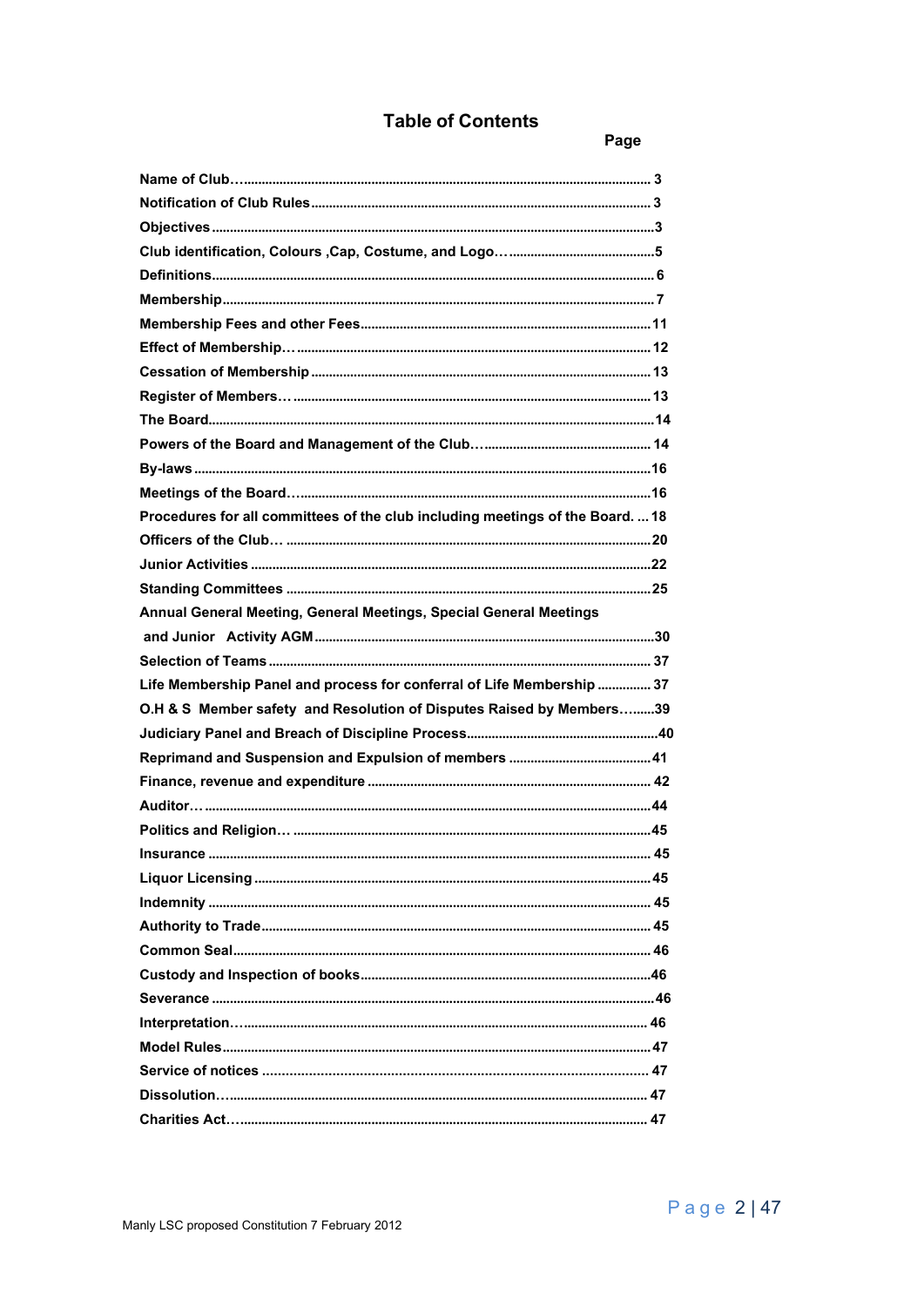# Table of Contents

| | Page |
|---|---|
| **Name of Club…** | **3** |
| **Notification of Club Rules** | **3** |
| **Objectives** | **3** |
| **Club identification, Colours ,Cap, Costume, and Logo…** | **5** |
| **Definitions** | **6** |
| **Membership** | **7** |
| **Membership Fees and other Fees** | **11** |
| **Effect of Membership…** | **12** |
| **Cessation of Membership** | **13** |
| **Register of Members…** | **13** |
| **The Board** | **14** |
| **Powers of the Board and Management of the Club…** | **14** |
| **By-laws** | **16** |
| **Meetings of the Board…** | **16** |
| **Procedures for all committees of the club including meetings of the Board.** | **18** |
| **Officers of the Club…** | **20** |
| **Junior Activities** | **22** |
| **Standing Committees** | **25** |
| **Annual General Meeting, General Meetings, Special General Meetings and Junior Activity AGM** | **30** |
| **Selection of Teams** | **37** |
| **Life Membership Panel and process for conferral of Life Membership** | **37** |
| **O.H & S Member safety and Resolution of Disputes Raised by Members…** | **39** |
| **Judiciary Panel and Breach of Discipline Process** | **40** |
| **Reprimand and Suspension and Expulsion of members** | **41** |
| **Finance, revenue and expenditure** | **42** |
| **Auditor…** | **44** |
| **Politics and Religion…** | **45** |
| **Insurance** | **45** |
| **Liquor Licensing** | **45** |
| **Indemnity** | **45** |
| **Authority to Trade** | **45** |
| **Common Seal** | **46** |
| **Custody and Inspection of books** | **46** |
| **Severance** | **46** |
| **Interpretation…** | **46** |
| **Model Rules** | **47** |
| **Service of notices** | **47** |
| **Dissolution…** | **47** |
| **Charities Act…** | **47** |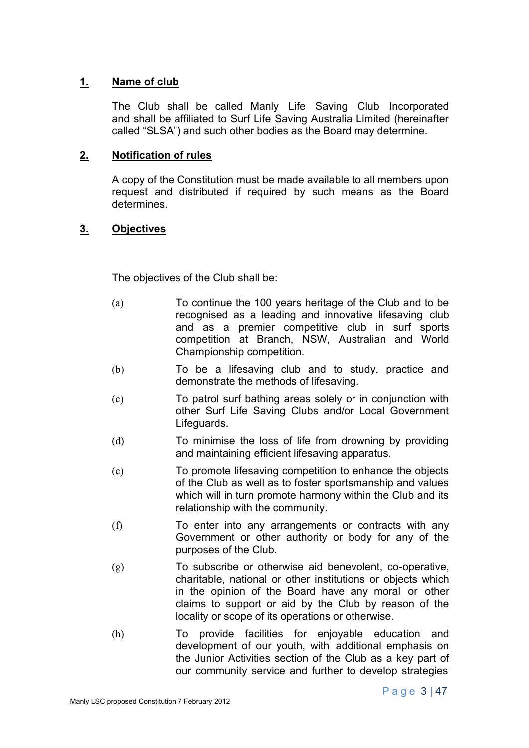## 1. Name of club

The Club shall be called Manly Life Saving Club Incorporated and shall be affiliated to Surf Life Saving Australia Limited (hereinafter called "SLSA") and such other bodies as the Board may determine.

## 2. Notification of rules

A copy of the Constitution must be made available to all members upon request and distributed if required by such means as the Board determines.

## 3. Objectives

The objectives of the Club shall be:

(a) To continue the 100 years heritage of the Club and to be recognised as a leading and innovative lifesaving club and as a premier competitive club in surf sports competition at Branch, NSW, Australian and World Championship competition.

(b) To be a lifesaving club and to study, practice and demonstrate the methods of lifesaving.

(c) To patrol surf bathing areas solely or in conjunction with other Surf Life Saving Clubs and/or Local Government Lifeguards.

(d) To minimise the loss of life from drowning by providing and maintaining efficient lifesaving apparatus.

(e) To promote lifesaving competition to enhance the objects of the Club as well as to foster sportsmanship and values which will in turn promote harmony within the Club and its relationship with the community.

(f) To enter into any arrangements or contracts with any Government or other authority or body for any of the purposes of the Club.

(g) To subscribe or otherwise aid benevolent, co-operative, charitable, national or other institutions or objects which in the opinion of the Board have any moral or other claims to support or aid by the Club by reason of the locality or scope of its operations or otherwise.

(h) To provide facilities for enjoyable education and development of our youth, with additional emphasis on the Junior Activities section of the Club as a key part of our community service and further to develop strategies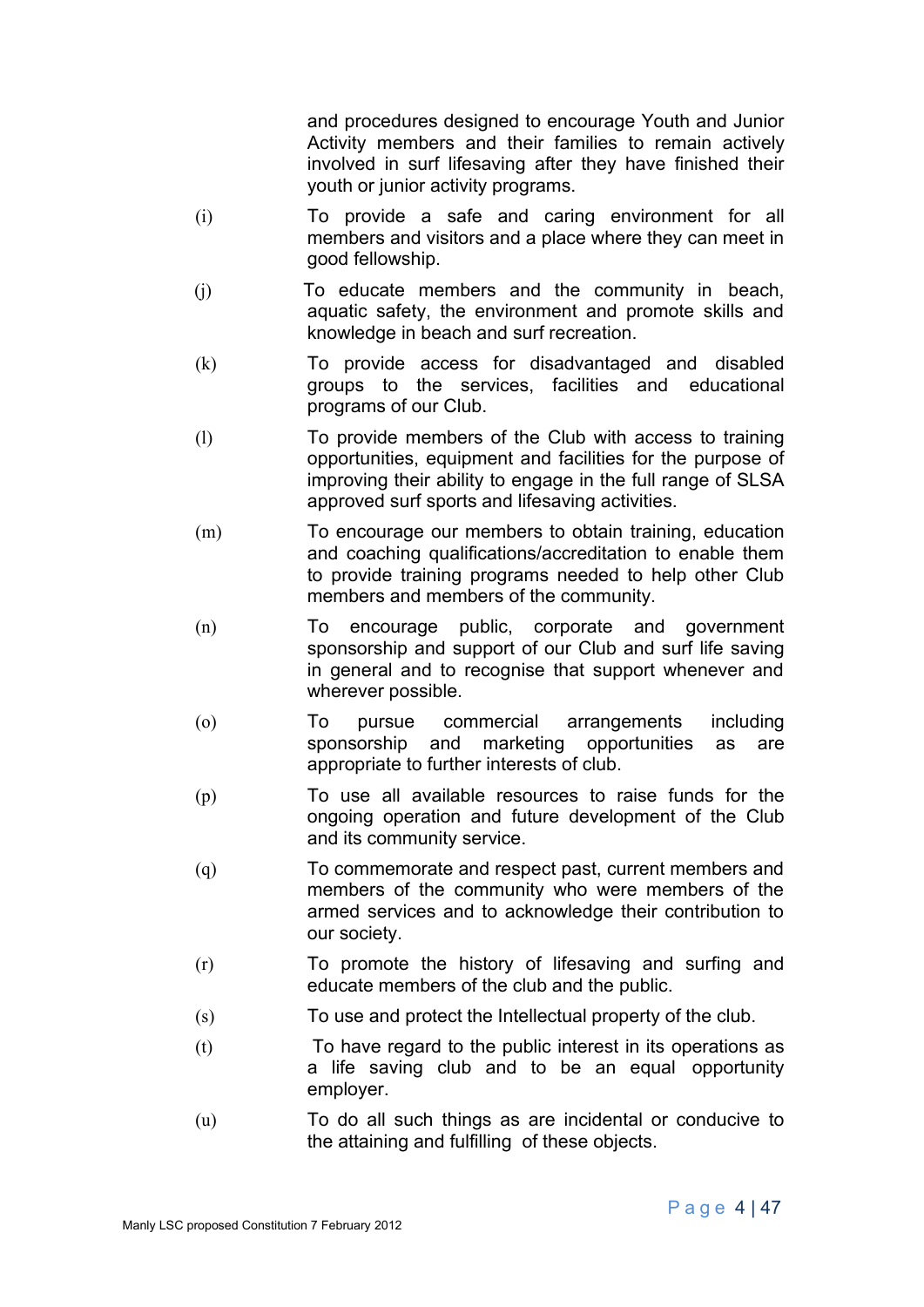and procedures designed to encourage Youth and Junior Activity members and their families to remain actively involved in surf lifesaving after they have finished their youth or junior activity programs.

(i) To provide a safe and caring environment for all members and visitors and a place where they can meet in good fellowship.

(j) To educate members and the community in beach, aquatic safety, the environment and promote skills and knowledge in beach and surf recreation.

(k) To provide access for disadvantaged and disabled groups to the services, facilities and educational programs of our Club.

(l) To provide members of the Club with access to training opportunities, equipment and facilities for the purpose of improving their ability to engage in the full range of SLSA approved surf sports and lifesaving activities.

(m) To encourage our members to obtain training, education and coaching qualifications/accreditation to enable them to provide training programs needed to help other Club members and members of the community.

(n) To encourage public, corporate and government sponsorship and support of our Club and surf life saving in general and to recognise that support whenever and wherever possible.

(o) To pursue commercial arrangements including sponsorship and marketing opportunities as are appropriate to further interests of club.

(p) To use all available resources to raise funds for the ongoing operation and future development of the Club and its community service.

(q) To commemorate and respect past, current members and members of the community who were members of the armed services and to acknowledge their contribution to our society.

(r) To promote the history of lifesaving and surfing and educate members of the club and the public.

(s) To use and protect the Intellectual property of the club.

(t) To have regard to the public interest in its operations as a life saving club and to be an equal opportunity employer.

(u) To do all such things as are incidental or conducive to the attaining and fulfilling of these objects.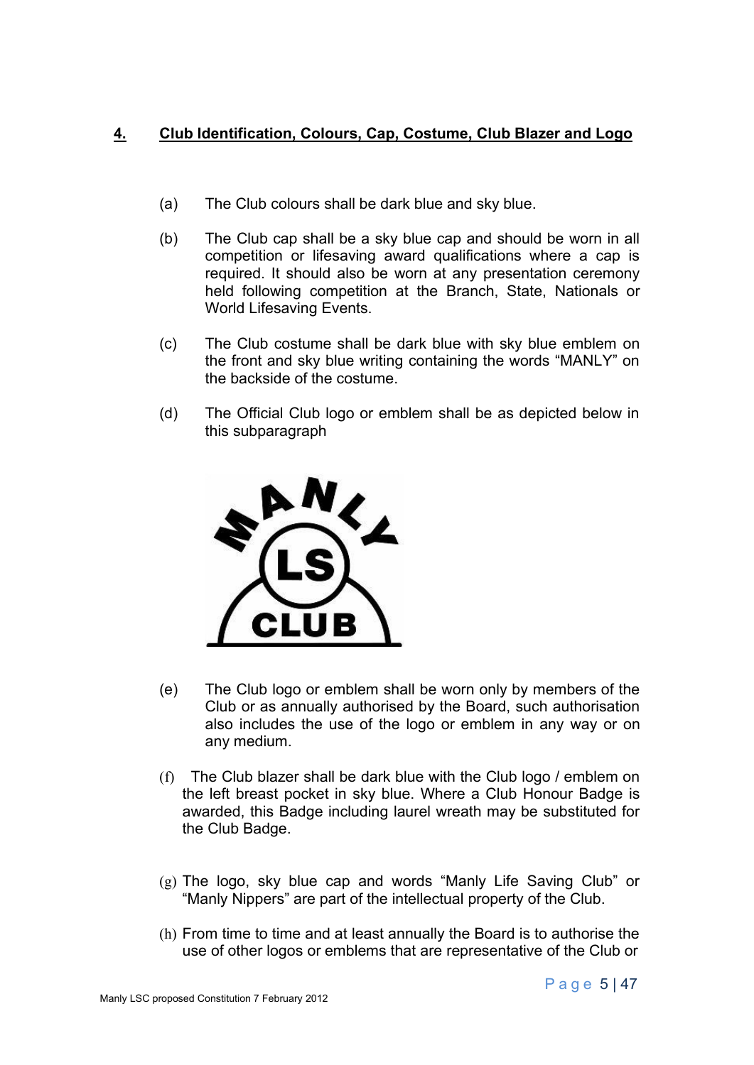## 4. Club Identification, Colours, Cap, Costume, Club Blazer and Logo

(a) The Club colours shall be dark blue and sky blue.

(b) The Club cap shall be a sky blue cap and should be worn in all competition or lifesaving award qualifications where a cap is required. It should also be worn at any presentation ceremony held following competition at the Branch, State, Nationals or World Lifesaving Events.

(c) The Club costume shall be dark blue with sky blue emblem on the front and sky blue writing containing the words "MANLY" on the backside of the costume.

(d) The Official Club logo or emblem shall be as depicted below in this subparagraph

(e) The Club logo or emblem shall be worn only by members of the Club or as annually authorised by the Board, such authorisation also includes the use of the logo or emblem in any way or on any medium.

(f) The Club blazer shall be dark blue with the Club logo / emblem on the left breast pocket in sky blue. Where a Club Honour Badge is awarded, this Badge including laurel wreath may be substituted for the Club Badge.

(g) The logo, sky blue cap and words "Manly Life Saving Club" or "Manly Nippers" are part of the intellectual property of the Club.

(h) From time to time and at least annually the Board is to authorise the use of other logos or emblems that are representative of the Club or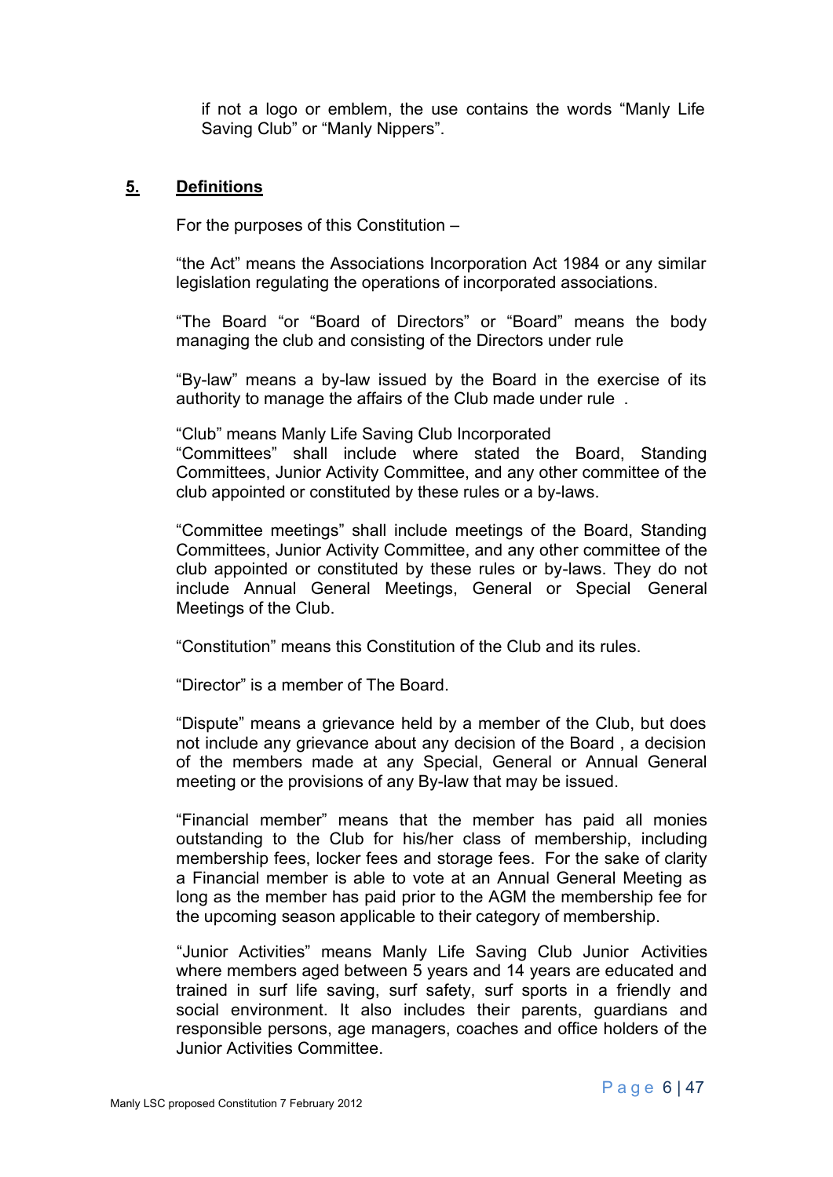if not a logo or emblem, the use contains the words "Manly Life Saving Club" or "Manly Nippers".

## 5. Definitions

For the purposes of this Constitution –

"the Act" means the Associations Incorporation Act 1984 or any similar legislation regulating the operations of incorporated associations.

"The Board "or "Board of Directors" or "Board" means the body managing the club and consisting of the Directors under rule

"By-law" means a by-law issued by the Board in the exercise of its authority to manage the affairs of the Club made under rule .

"Club" means Manly Life Saving Club Incorporated
"Committees" shall include where stated the Board, Standing Committees, Junior Activity Committee, and any other committee of the club appointed or constituted by these rules or a by-laws.

"Committee meetings" shall include meetings of the Board, Standing Committees, Junior Activity Committee, and any other committee of the club appointed or constituted by these rules or by-laws. They do not include Annual General Meetings, General or Special General Meetings of the Club.

"Constitution" means this Constitution of the Club and its rules.

"Director" is a member of The Board.

"Dispute" means a grievance held by a member of the Club, but does not include any grievance about any decision of the Board , a decision of the members made at any Special, General or Annual General meeting or the provisions of any By-law that may be issued.

"Financial member" means that the member has paid all monies outstanding to the Club for his/her class of membership, including membership fees, locker fees and storage fees. For the sake of clarity a Financial member is able to vote at an Annual General Meeting as long as the member has paid prior to the AGM the membership fee for the upcoming season applicable to their category of membership.

"Junior Activities" means Manly Life Saving Club Junior Activities where members aged between 5 years and 14 years are educated and trained in surf life saving, surf safety, surf sports in a friendly and social environment. It also includes their parents, guardians and responsible persons, age managers, coaches and office holders of the Junior Activities Committee.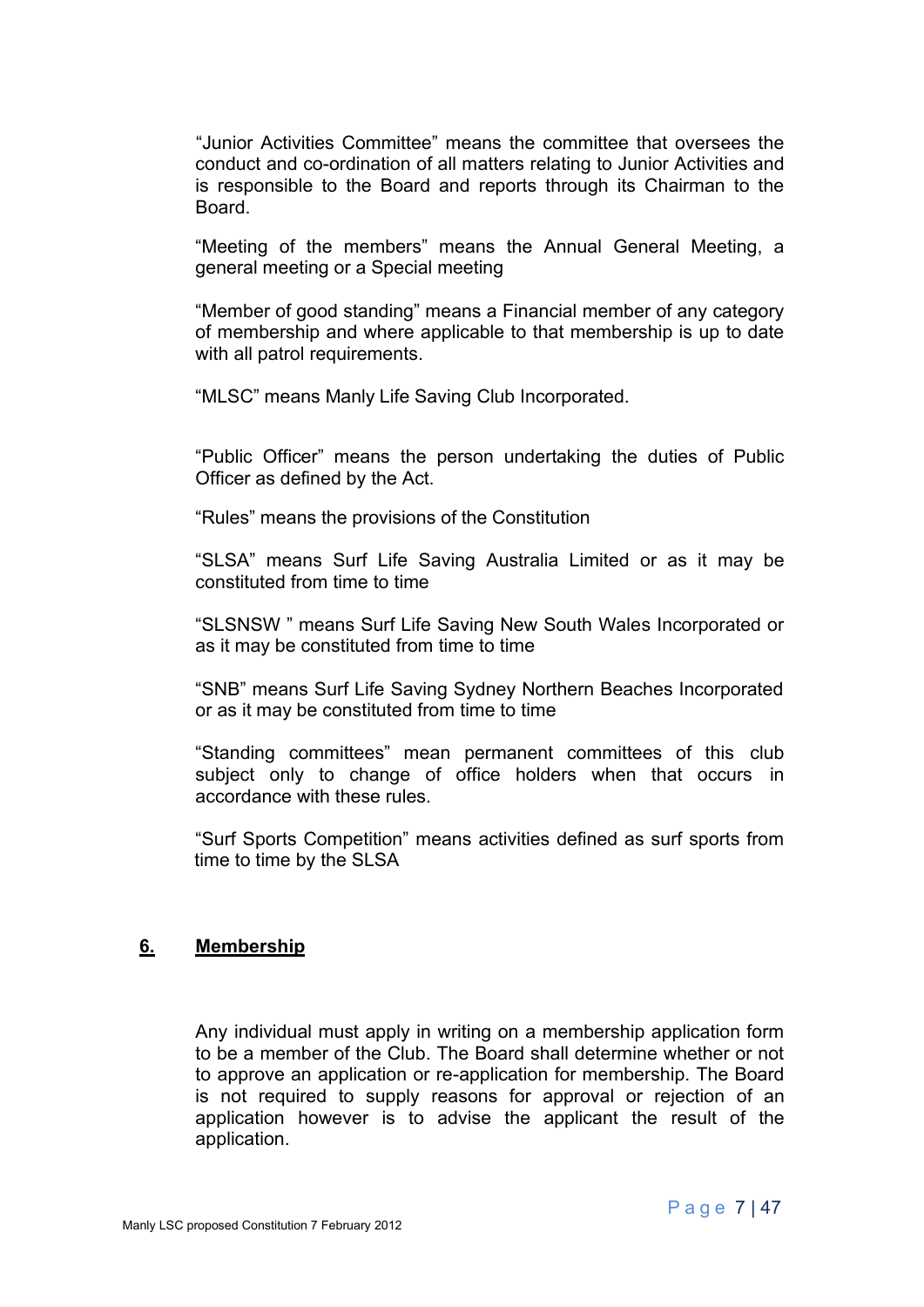"Junior Activities Committee" means the committee that oversees the conduct and co-ordination of all matters relating to Junior Activities and is responsible to the Board and reports through its Chairman to the Board.

"Meeting of the members" means the Annual General Meeting, a general meeting or a Special meeting

"Member of good standing" means a Financial member of any category of membership and where applicable to that membership is up to date with all patrol requirements.

"MLSC" means Manly Life Saving Club Incorporated.

"Public Officer" means the person undertaking the duties of Public Officer as defined by the Act.

"Rules" means the provisions of the Constitution

"SLSA" means Surf Life Saving Australia Limited or as it may be constituted from time to time

"SLSNSW " means Surf Life Saving New South Wales Incorporated or as it may be constituted from time to time

"SNB" means Surf Life Saving Sydney Northern Beaches Incorporated or as it may be constituted from time to time

"Standing committees" mean permanent committees of this club subject only to change of office holders when that occurs in accordance with these rules.

"Surf Sports Competition" means activities defined as surf sports from time to time by the SLSA

## 6. Membership

Any individual must apply in writing on a membership application form to be a member of the Club. The Board shall determine whether or not to approve an application or re-application for membership. The Board is not required to supply reasons for approval or rejection of an application however is to advise the applicant the result of the application.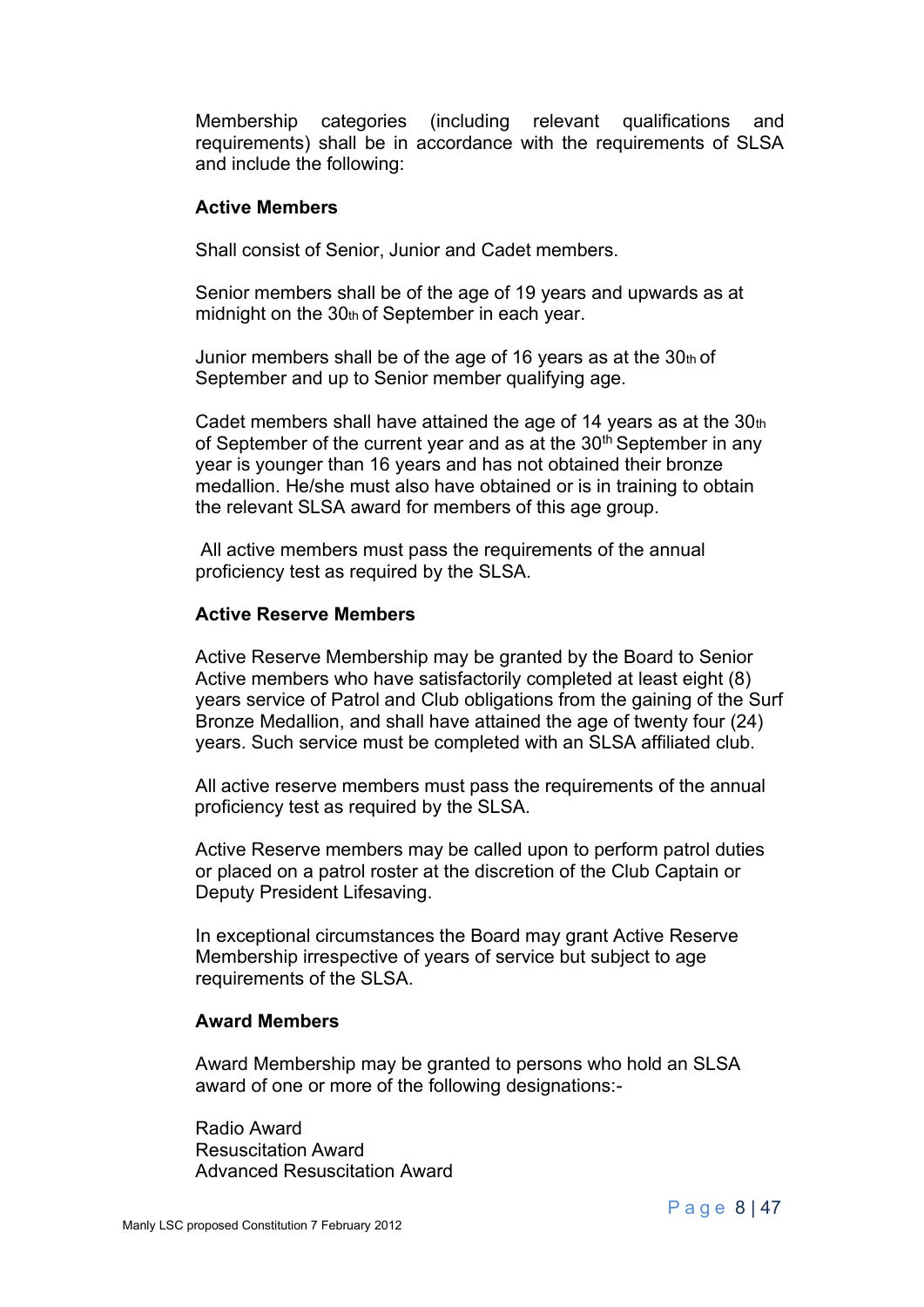Membership categories (including relevant qualifications and requirements) shall be in accordance with the requirements of SLSA and include the following:

**Active Members**

Shall consist of Senior, Junior and Cadet members.

Senior members shall be of the age of 19 years and upwards as at midnight on the 30th of September in each year.

Junior members shall be of the age of 16 years as at the 30th of September and up to Senior member qualifying age.

Cadet members shall have attained the age of 14 years as at the 30th of September of the current year and as at the 30th September in any year is younger than 16 years and has not obtained their bronze medallion. He/she must also have obtained or is in training to obtain the relevant SLSA award for members of this age group.

All active members must pass the requirements of the annual proficiency test as required by the SLSA.

**Active Reserve Members**

Active Reserve Membership may be granted by the Board to Senior Active members who have satisfactorily completed at least eight (8) years service of Patrol and Club obligations from the gaining of the Surf Bronze Medallion, and shall have attained the age of twenty four (24) years. Such service must be completed with an SLSA affiliated club.

All active reserve members must pass the requirements of the annual proficiency test as required by the SLSA.

Active Reserve members may be called upon to perform patrol duties or placed on a patrol roster at the discretion of the Club Captain or Deputy President Lifesaving.

In exceptional circumstances the Board may grant Active Reserve Membership irrespective of years of service but subject to age requirements of the SLSA.

**Award Members**

Award Membership may be granted to persons who hold an SLSA award of one or more of the following designations:-

Radio Award
Resuscitation Award
Advanced Resuscitation Award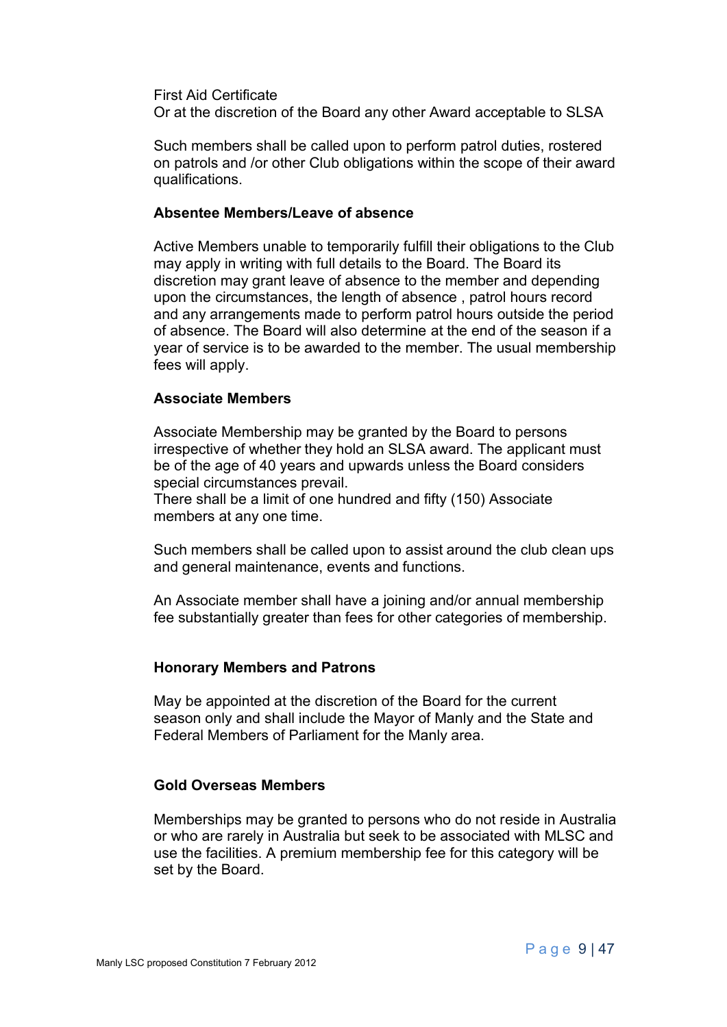First Aid Certificate
Or at the discretion of the Board any other Award acceptable to SLSA

Such members shall be called upon to perform patrol duties, rostered on patrols and /or other Club obligations within the scope of their award qualifications.

**Absentee Members/Leave of absence**

Active Members unable to temporarily fulfill their obligations to the Club may apply in writing with full details to the Board. The Board its discretion may grant leave of absence to the member and depending upon the circumstances, the length of absence , patrol hours record and any arrangements made to perform patrol hours outside the period of absence. The Board will also determine at the end of the season if a year of service is to be awarded to the member. The usual membership fees will apply.

**Associate Members**

Associate Membership may be granted by the Board to persons irrespective of whether they hold an SLSA award. The applicant must be of the age of 40 years and upwards unless the Board considers special circumstances prevail.
There shall be a limit of one hundred and fifty (150) Associate members at any one time.

Such members shall be called upon to assist around the club clean ups and general maintenance, events and functions.

An Associate member shall have a joining and/or annual membership fee substantially greater than fees for other categories of membership.

**Honorary Members and Patrons**

May be appointed at the discretion of the Board for the current season only and shall include the Mayor of Manly and the State and Federal Members of Parliament for the Manly area.

**Gold Overseas Members**

Memberships may be granted to persons who do not reside in Australia or who are rarely in Australia but seek to be associated with MLSC and use the facilities. A premium membership fee for this category will be set by the Board.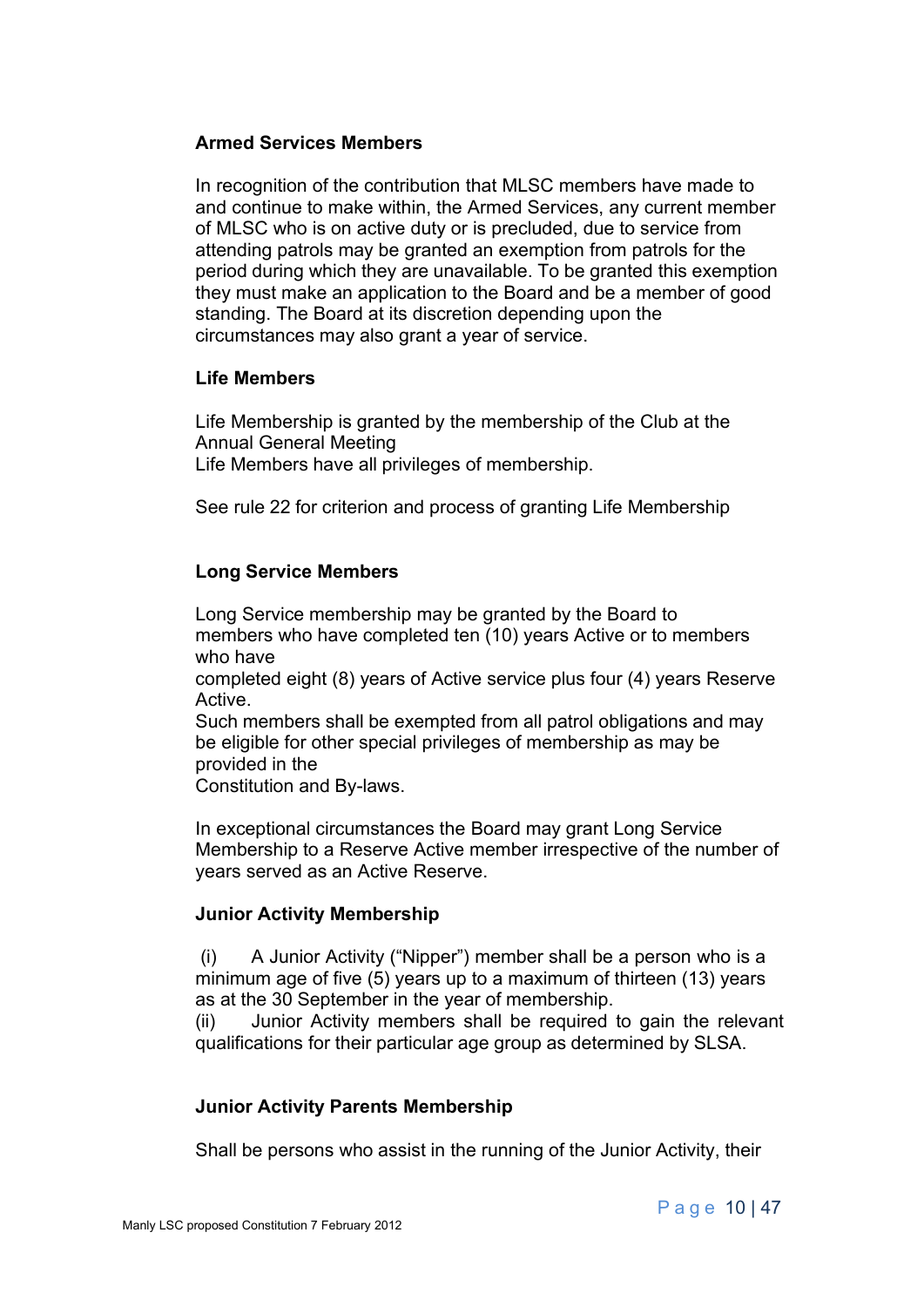**Armed Services Members**

In recognition of the contribution that MLSC members have made to and continue to make within, the Armed Services, any current member of MLSC who is on active duty or is precluded, due to service from attending patrols may be granted an exemption from patrols for the period during which they are unavailable. To be granted this exemption they must make an application to the Board and be a member of good standing. The Board at its discretion depending upon the circumstances may also grant a year of service.

**Life Members**

Life Membership is granted by the membership of the Club at the Annual General Meeting
Life Members have all privileges of membership.

See rule 22 for criterion and process of granting Life Membership

**Long Service Members**

Long Service membership may be granted by the Board to members who have completed ten (10) years Active or to members who have completed eight (8) years of Active service plus four (4) years Reserve Active.
Such members shall be exempted from all patrol obligations and may be eligible for other special privileges of membership as may be provided in the Constitution and By-laws.

In exceptional circumstances the Board may grant Long Service Membership to a Reserve Active member irrespective of the number of years served as an Active Reserve.

**Junior Activity Membership**

(i) A Junior Activity ("Nipper") member shall be a person who is a minimum age of five (5) years up to a maximum of thirteen (13) years as at the 30 September in the year of membership.
(ii) Junior Activity members shall be required to gain the relevant qualifications for their particular age group as determined by SLSA.

**Junior Activity Parents Membership**

Shall be persons who assist in the running of the Junior Activity, their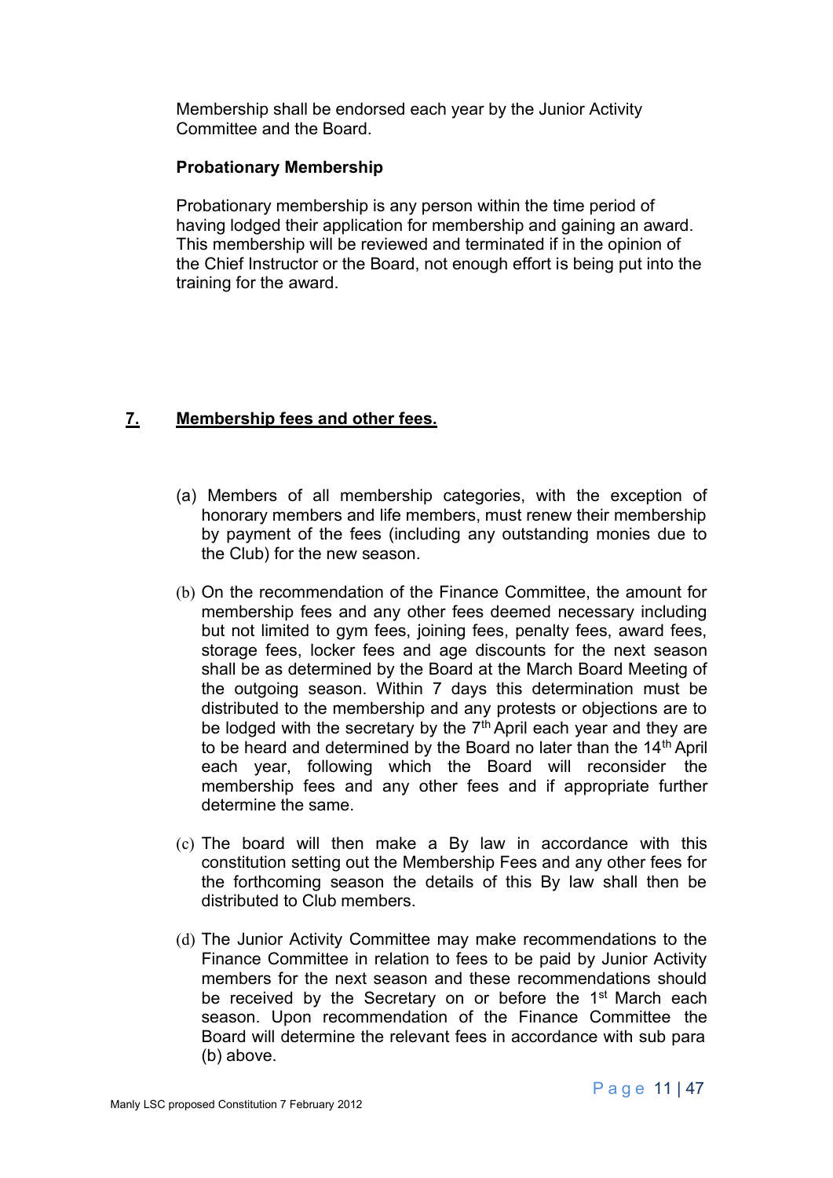Membership shall be endorsed each year by the Junior Activity Committee and the Board.

**Probationary Membership**

Probationary membership is any person within the time period of having lodged their application for membership and gaining an award. This membership will be reviewed and terminated if in the opinion of the Chief Instructor or the Board, not enough effort is being put into the training for the award.

## 7. Membership fees and other fees.

(a) Members of all membership categories, with the exception of honorary members and life members, must renew their membership by payment of the fees (including any outstanding monies due to the Club) for the new season.

(b) On the recommendation of the Finance Committee, the amount for membership fees and any other fees deemed necessary including but not limited to gym fees, joining fees, penalty fees, award fees, storage fees, locker fees and age discounts for the next season shall be as determined by the Board at the March Board Meeting of the outgoing season. Within 7 days this determination must be distributed to the membership and any protests or objections are to be lodged with the secretary by the 7th April each year and they are to be heard and determined by the Board no later than the 14th April each year, following which the Board will reconsider the membership fees and any other fees and if appropriate further determine the same.

(c) The board will then make a By law in accordance with this constitution setting out the Membership Fees and any other fees for the forthcoming season the details of this By law shall then be distributed to Club members.

(d) The Junior Activity Committee may make recommendations to the Finance Committee in relation to fees to be paid by Junior Activity members for the next season and these recommendations should be received by the Secretary on or before the 1st March each season. Upon recommendation of the Finance Committee the Board will determine the relevant fees in accordance with sub para (b) above.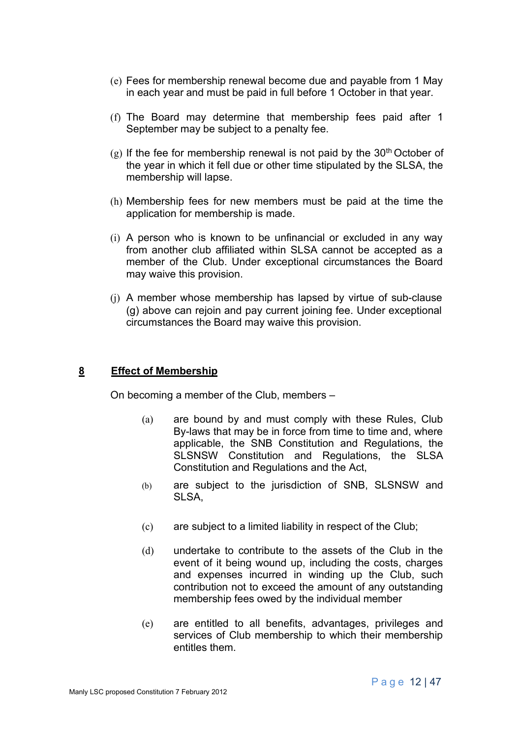(e) Fees for membership renewal become due and payable from 1 May in each year and must be paid in full before 1 October in that year.

(f) The Board may determine that membership fees paid after 1 September may be subject to a penalty fee.

(g) If the fee for membership renewal is not paid by the 30th October of the year in which it fell due or other time stipulated by the SLSA, the membership will lapse.

(h) Membership fees for new members must be paid at the time the application for membership is made.

(i) A person who is known to be unfinancial or excluded in any way from another club affiliated within SLSA cannot be accepted as a member of the Club. Under exceptional circumstances the Board may waive this provision.

(j) A member whose membership has lapsed by virtue of sub-clause (g) above can rejoin and pay current joining fee. Under exceptional circumstances the Board may waive this provision.

## 8 Effect of Membership

On becoming a member of the Club, members –

(a) are bound by and must comply with these Rules, Club By-laws that may be in force from time to time and, where applicable, the SNB Constitution and Regulations, the SLSNSW Constitution and Regulations, the SLSA Constitution and Regulations and the Act,

(b) are subject to the jurisdiction of SNB, SLSNSW and SLSA,

(c) are subject to a limited liability in respect of the Club;

(d) undertake to contribute to the assets of the Club in the event of it being wound up, including the costs, charges and expenses incurred in winding up the Club, such contribution not to exceed the amount of any outstanding membership fees owed by the individual member

(e) are entitled to all benefits, advantages, privileges and services of Club membership to which their membership entitles them.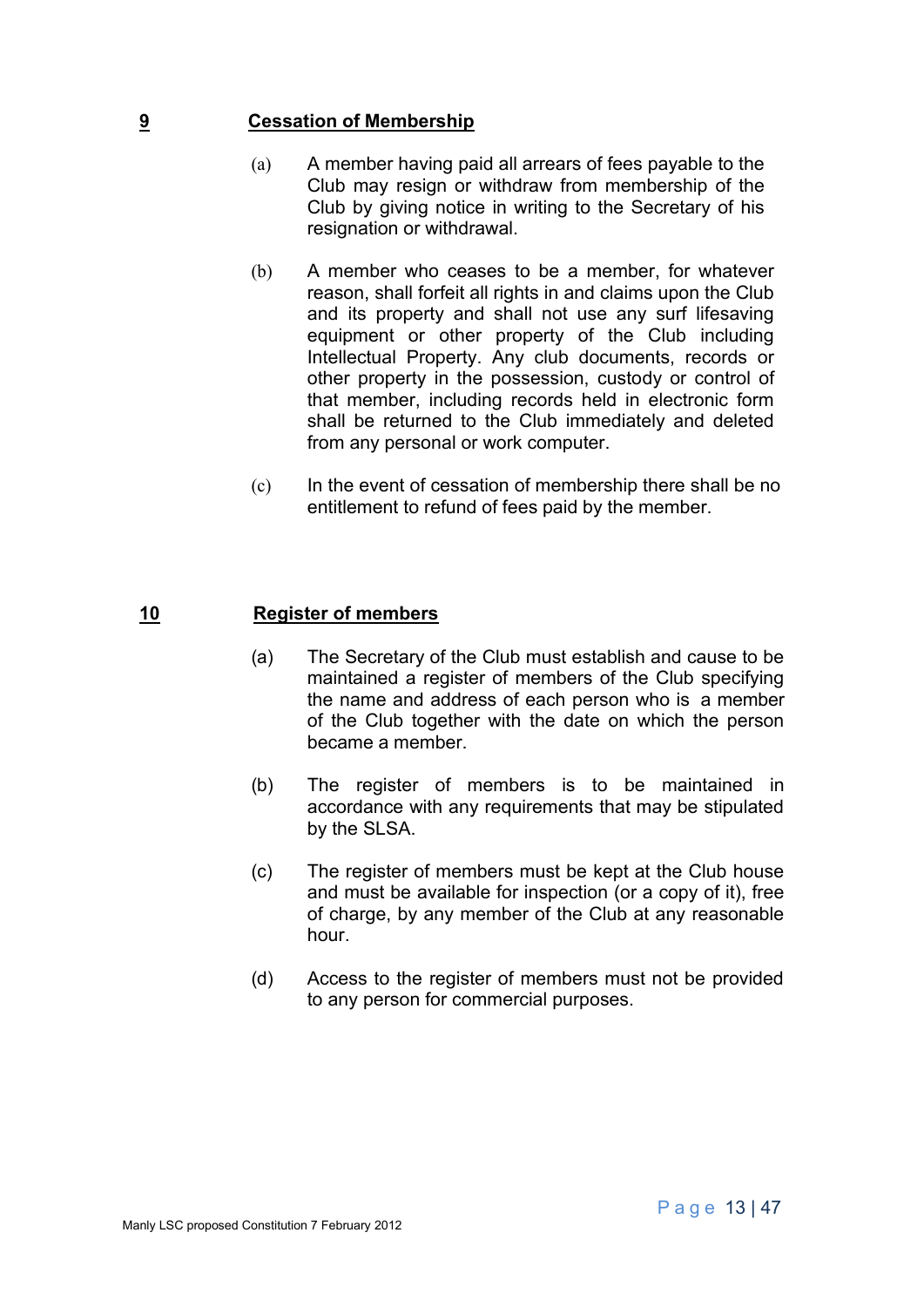## 9 Cessation of Membership

(a) A member having paid all arrears of fees payable to the Club may resign or withdraw from membership of the Club by giving notice in writing to the Secretary of his resignation or withdrawal.

(b) A member who ceases to be a member, for whatever reason, shall forfeit all rights in and claims upon the Club and its property and shall not use any surf lifesaving equipment or other property of the Club including Intellectual Property. Any club documents, records or other property in the possession, custody or control of that member, including records held in electronic form shall be returned to the Club immediately and deleted from any personal or work computer.

(c) In the event of cessation of membership there shall be no entitlement to refund of fees paid by the member.

## 10 Register of members

(a) The Secretary of the Club must establish and cause to be maintained a register of members of the Club specifying the name and address of each person who is a member of the Club together with the date on which the person became a member.

(b) The register of members is to be maintained in accordance with any requirements that may be stipulated by the SLSA.

(c) The register of members must be kept at the Club house and must be available for inspection (or a copy of it), free of charge, by any member of the Club at any reasonable hour.

(d) Access to the register of members must not be provided to any person for commercial purposes.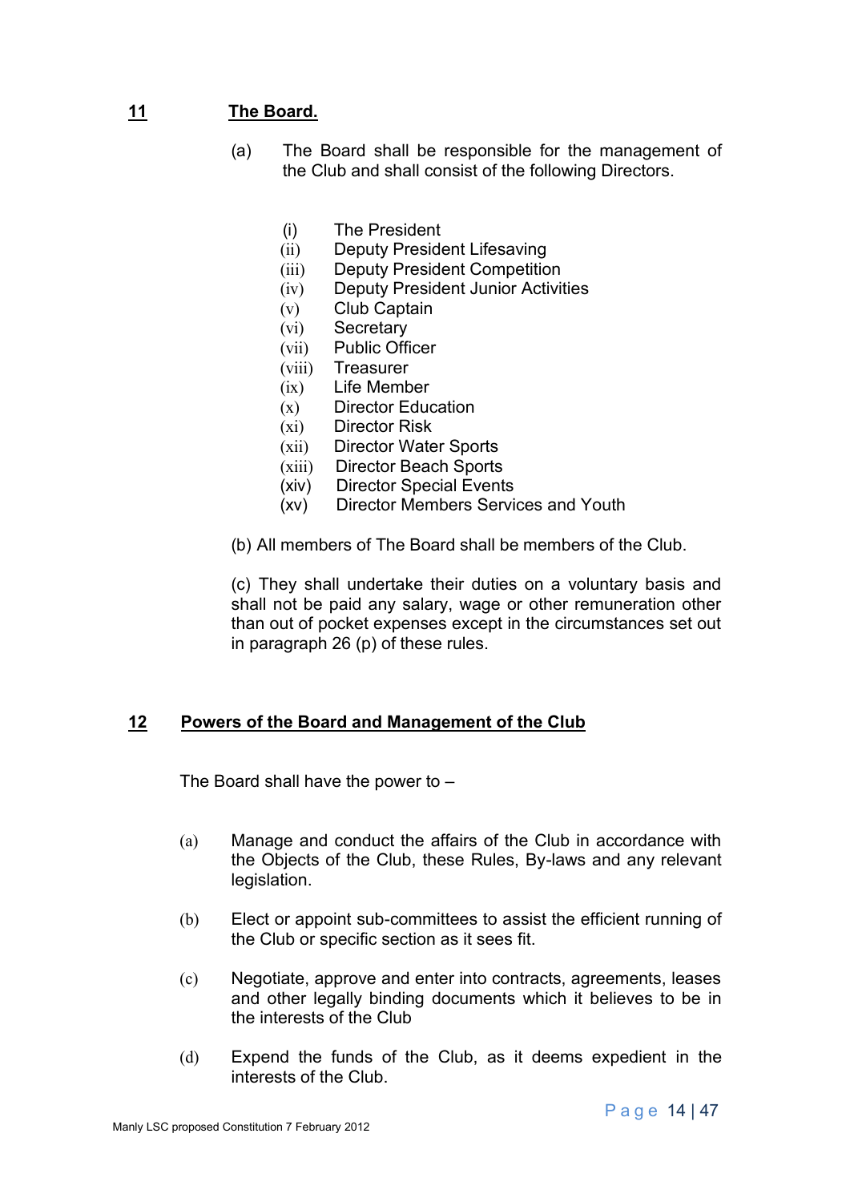## 11 The Board.

(a) The Board shall be responsible for the management of the Club and shall consist of the following Directors.

(i) The President
(ii) Deputy President Lifesaving
(iii) Deputy President Competition
(iv) Deputy President Junior Activities
(v) Club Captain
(vi) Secretary
(vii) Public Officer
(viii) Treasurer
(ix) Life Member
(x) Director Education
(xi) Director Risk
(xii) Director Water Sports
(xiii) Director Beach Sports
(xiv) Director Special Events
(xv) Director Members Services and Youth

(b) All members of The Board shall be members of the Club.

(c) They shall undertake their duties on a voluntary basis and shall not be paid any salary, wage or other remuneration other than out of pocket expenses except in the circumstances set out in paragraph 26 (p) of these rules.

## 12 Powers of the Board and Management of the Club

The Board shall have the power to –

(a) Manage and conduct the affairs of the Club in accordance with the Objects of the Club, these Rules, By-laws and any relevant legislation.

(b) Elect or appoint sub-committees to assist the efficient running of the Club or specific section as it sees fit.

(c) Negotiate, approve and enter into contracts, agreements, leases and other legally binding documents which it believes to be in the interests of the Club

(d) Expend the funds of the Club, as it deems expedient in the interests of the Club.

Manly LSC proposed Constitution 7 February 2012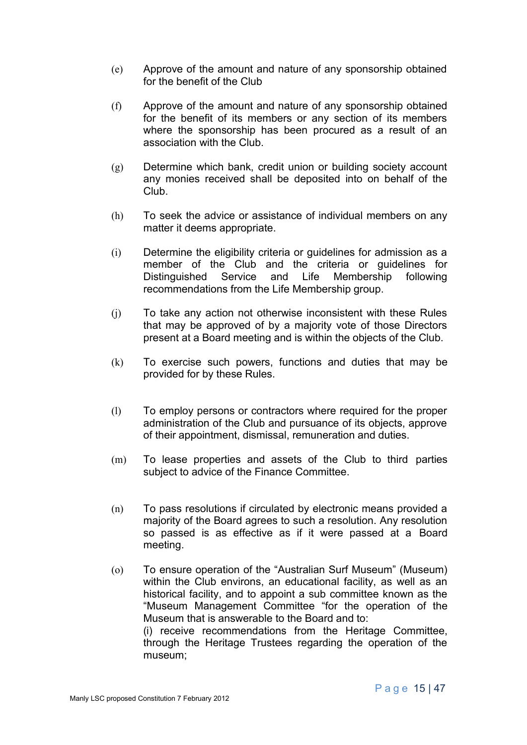(e) Approve of the amount and nature of any sponsorship obtained for the benefit of the Club

(f) Approve of the amount and nature of any sponsorship obtained for the benefit of its members or any section of its members where the sponsorship has been procured as a result of an association with the Club.

(g) Determine which bank, credit union or building society account any monies received shall be deposited into on behalf of the Club.

(h) To seek the advice or assistance of individual members on any matter it deems appropriate.

(i) Determine the eligibility criteria or guidelines for admission as a member of the Club and the criteria or guidelines for Distinguished Service and Life Membership following recommendations from the Life Membership group.

(j) To take any action not otherwise inconsistent with these Rules that may be approved of by a majority vote of those Directors present at a Board meeting and is within the objects of the Club.

(k) To exercise such powers, functions and duties that may be provided for by these Rules.

(l) To employ persons or contractors where required for the proper administration of the Club and pursuance of its objects, approve of their appointment, dismissal, remuneration and duties.

(m) To lease properties and assets of the Club to third parties subject to advice of the Finance Committee.

(n) To pass resolutions if circulated by electronic means provided a majority of the Board agrees to such a resolution. Any resolution so passed is as effective as if it were passed at a Board meeting.

(o) To ensure operation of the "Australian Surf Museum" (Museum) within the Club environs, an educational facility, as well as an historical facility, and to appoint a sub committee known as the "Museum Management Committee "for the operation of the Museum that is answerable to the Board and to:
(i) receive recommendations from the Heritage Committee, through the Heritage Trustees regarding the operation of the museum;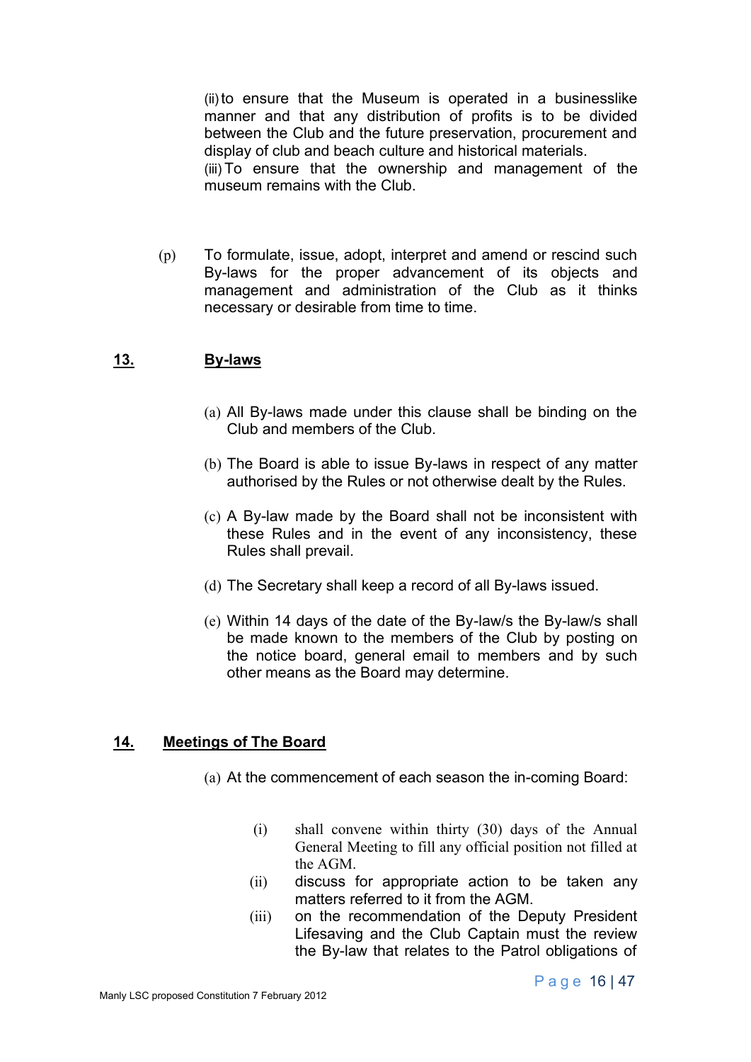(ii) to ensure that the Museum is operated in a businesslike manner and that any distribution of profits is to be divided between the Club and the future preservation, procurement and display of club and beach culture and historical materials.

(iii) To ensure that the ownership and management of the museum remains with the Club.

(p) To formulate, issue, adopt, interpret and amend or rescind such By-laws for the proper advancement of its objects and management and administration of the Club as it thinks necessary or desirable from time to time.

## 13. By-laws

(a) All By-laws made under this clause shall be binding on the Club and members of the Club.

(b) The Board is able to issue By-laws in respect of any matter authorised by the Rules or not otherwise dealt by the Rules.

(c) A By-law made by the Board shall not be inconsistent with these Rules and in the event of any inconsistency, these Rules shall prevail.

(d) The Secretary shall keep a record of all By-laws issued.

(e) Within 14 days of the date of the By-law/s the By-law/s shall be made known to the members of the Club by posting on the notice board, general email to members and by such other means as the Board may determine.

## 14. Meetings of The Board

(a) At the commencement of each season the in-coming Board:

(i) shall convene within thirty (30) days of the Annual General Meeting to fill any official position not filled at the AGM.

(ii) discuss for appropriate action to be taken any matters referred to it from the AGM.

(iii) on the recommendation of the Deputy President Lifesaving and the Club Captain must the review the By-law that relates to the Patrol obligations of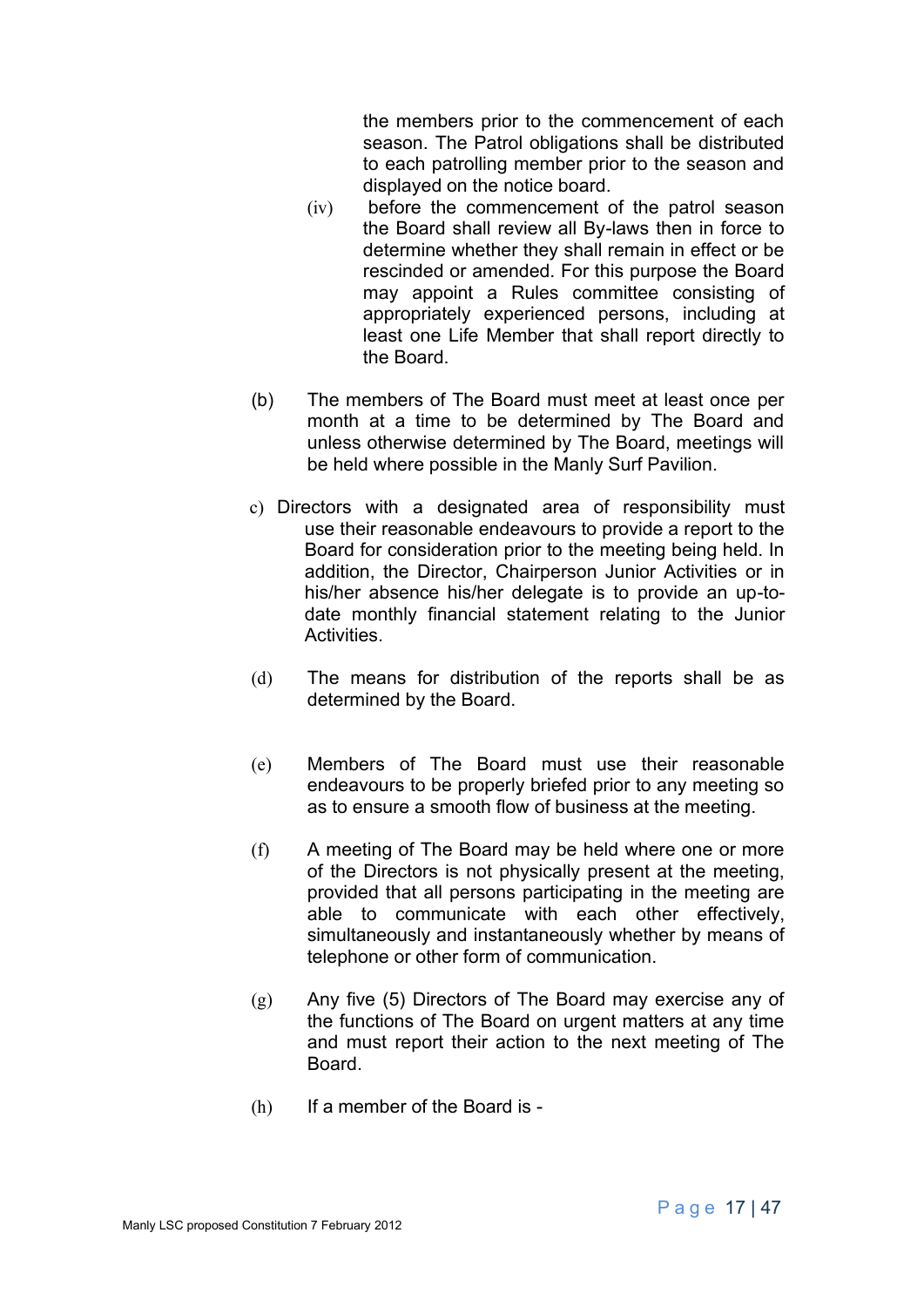the members prior to the commencement of each season. The Patrol obligations shall be distributed to each patrolling member prior to the season and displayed on the notice board.

(iv) before the commencement of the patrol season the Board shall review all By-laws then in force to determine whether they shall remain in effect or be rescinded or amended. For this purpose the Board may appoint a Rules committee consisting of appropriately experienced persons, including at least one Life Member that shall report directly to the Board.

(b) The members of The Board must meet at least once per month at a time to be determined by The Board and unless otherwise determined by The Board, meetings will be held where possible in the Manly Surf Pavilion.

c) Directors with a designated area of responsibility must use their reasonable endeavours to provide a report to the Board for consideration prior to the meeting being held. In addition, the Director, Chairperson Junior Activities or in his/her absence his/her delegate is to provide an up-to-date monthly financial statement relating to the Junior Activities.

(d) The means for distribution of the reports shall be as determined by the Board.

(e) Members of The Board must use their reasonable endeavours to be properly briefed prior to any meeting so as to ensure a smooth flow of business at the meeting.

(f) A meeting of The Board may be held where one or more of the Directors is not physically present at the meeting, provided that all persons participating in the meeting are able to communicate with each other effectively, simultaneously and instantaneously whether by means of telephone or other form of communication.

(g) Any five (5) Directors of The Board may exercise any of the functions of The Board on urgent matters at any time and must report their action to the next meeting of The Board.

(h) If a member of the Board is -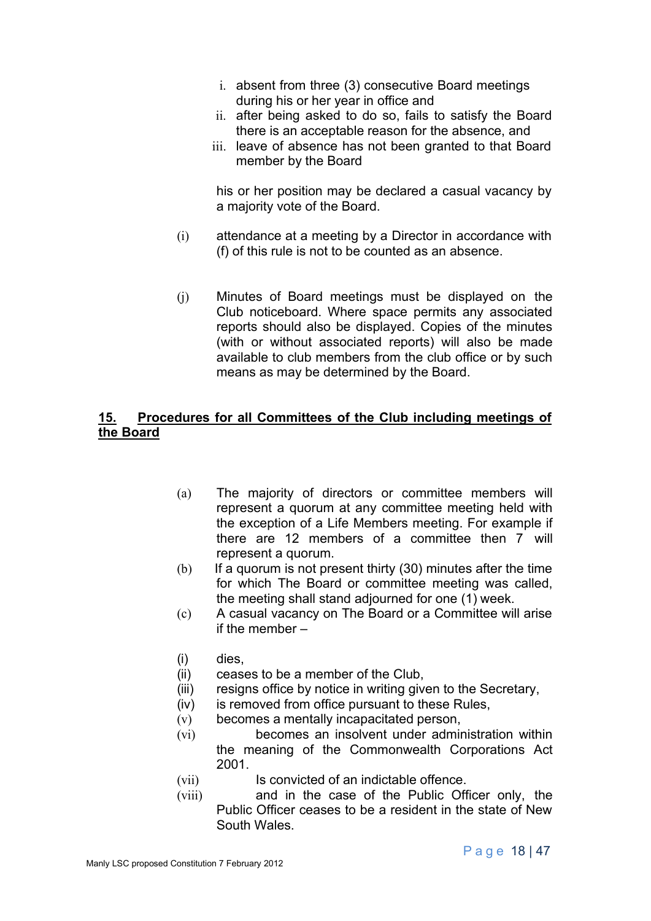i. absent from three (3) consecutive Board meetings during his or her year in office and
ii. after being asked to do so, fails to satisfy the Board there is an acceptable reason for the absence, and
iii. leave of absence has not been granted to that Board member by the Board

his or her position may be declared a casual vacancy by a majority vote of the Board.

(i) attendance at a meeting by a Director in accordance with (f) of this rule is not to be counted as an absence.

(j) Minutes of Board meetings must be displayed on the Club noticeboard. Where space permits any associated reports should also be displayed. Copies of the minutes (with or without associated reports) will also be made available to club members from the club office or by such means as may be determined by the Board.

## <u>15. Procedures for all Committees of the Club including meetings of the Board</u>

(a) The majority of directors or committee members will represent a quorum at any committee meeting held with the exception of a Life Members meeting. For example if there are 12 members of a committee then 7 will represent a quorum.

(b) If a quorum is not present thirty (30) minutes after the time for which The Board or committee meeting was called, the meeting shall stand adjourned for one (1) week.

(c) A casual vacancy on The Board or a Committee will arise if the member –

(i) dies,
(ii) ceases to be a member of the Club,
(iii) resigns office by notice in writing given to the Secretary,
(iv) is removed from office pursuant to these Rules,
(v) becomes a mentally incapacitated person,
(vi) becomes an insolvent under administration within the meaning of the Commonwealth Corporations Act 2001.
(vii) Is convicted of an indictable offence.
(viii) and in the case of the Public Officer only, the Public Officer ceases to be a resident in the state of New South Wales.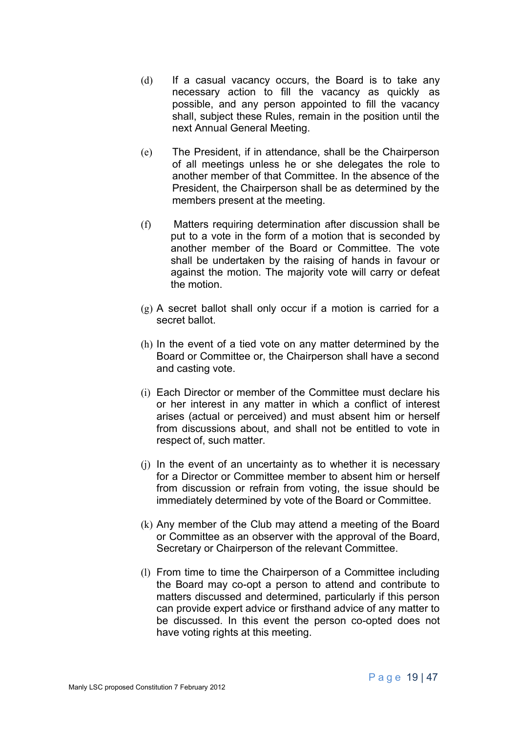(d) If a casual vacancy occurs, the Board is to take any necessary action to fill the vacancy as quickly as possible, and any person appointed to fill the vacancy shall, subject these Rules, remain in the position until the next Annual General Meeting.

(e) The President, if in attendance, shall be the Chairperson of all meetings unless he or she delegates the role to another member of that Committee. In the absence of the President, the Chairperson shall be as determined by the members present at the meeting.

(f) Matters requiring determination after discussion shall be put to a vote in the form of a motion that is seconded by another member of the Board or Committee. The vote shall be undertaken by the raising of hands in favour or against the motion. The majority vote will carry or defeat the motion.

(g) A secret ballot shall only occur if a motion is carried for a secret ballot.

(h) In the event of a tied vote on any matter determined by the Board or Committee or, the Chairperson shall have a second and casting vote.

(i) Each Director or member of the Committee must declare his or her interest in any matter in which a conflict of interest arises (actual or perceived) and must absent him or herself from discussions about, and shall not be entitled to vote in respect of, such matter.

(j) In the event of an uncertainty as to whether it is necessary for a Director or Committee member to absent him or herself from discussion or refrain from voting, the issue should be immediately determined by vote of the Board or Committee.

(k) Any member of the Club may attend a meeting of the Board or Committee as an observer with the approval of the Board, Secretary or Chairperson of the relevant Committee.

(l) From time to time the Chairperson of a Committee including the Board may co-opt a person to attend and contribute to matters discussed and determined, particularly if this person can provide expert advice or firsthand advice of any matter to be discussed. In this event the person co-opted does not have voting rights at this meeting.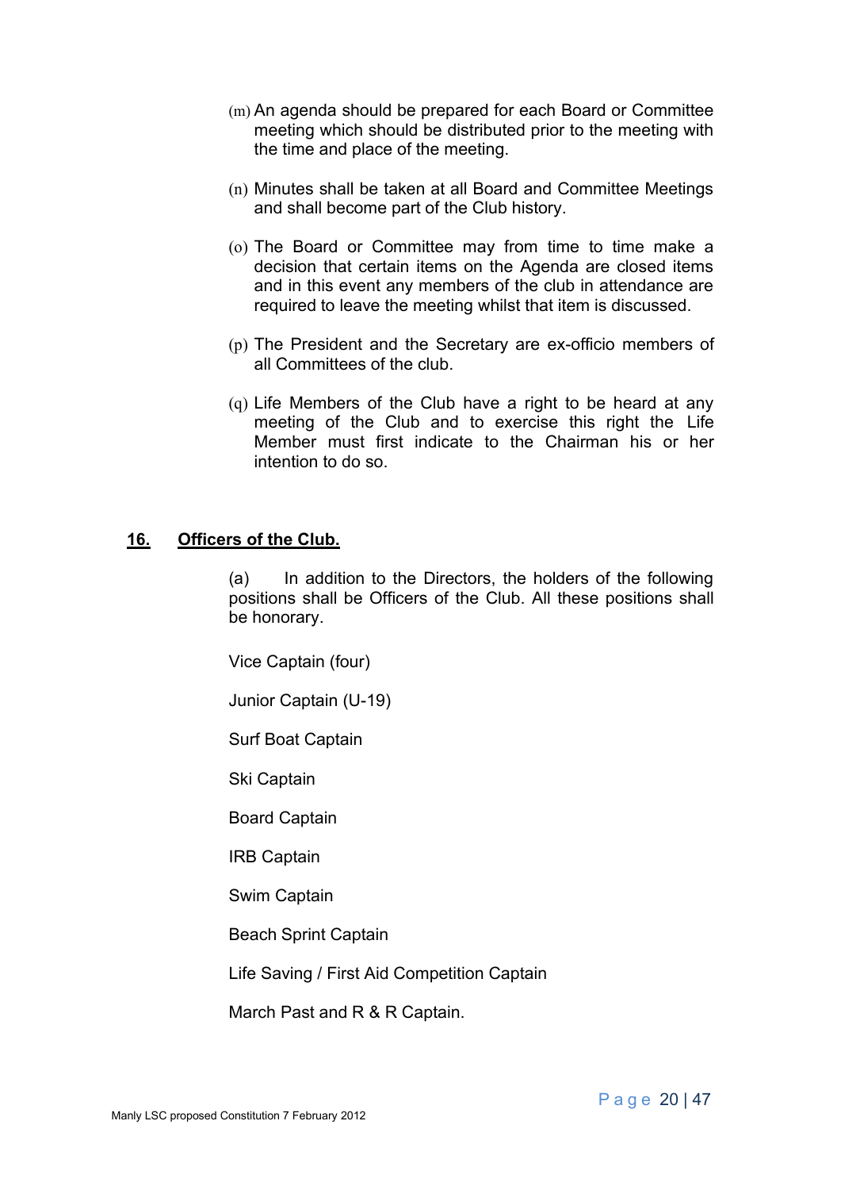(m) An agenda should be prepared for each Board or Committee meeting which should be distributed prior to the meeting with the time and place of the meeting.

(n) Minutes shall be taken at all Board and Committee Meetings and shall become part of the Club history.

(o) The Board or Committee may from time to time make a decision that certain items on the Agenda are closed items and in this event any members of the club in attendance are required to leave the meeting whilst that item is discussed.

(p) The President and the Secretary are ex-officio members of all Committees of the club.

(q) Life Members of the Club have a right to be heard at any meeting of the Club and to exercise this right the Life Member must first indicate to the Chairman his or her intention to do so.

## 16. Officers of the Club.

(a) In addition to the Directors, the holders of the following positions shall be Officers of the Club. All these positions shall be honorary.

Vice Captain (four)

Junior Captain (U-19)

Surf Boat Captain

Ski Captain

Board Captain

IRB Captain

Swim Captain

Beach Sprint Captain

Life Saving / First Aid Competition Captain

March Past and R & R Captain.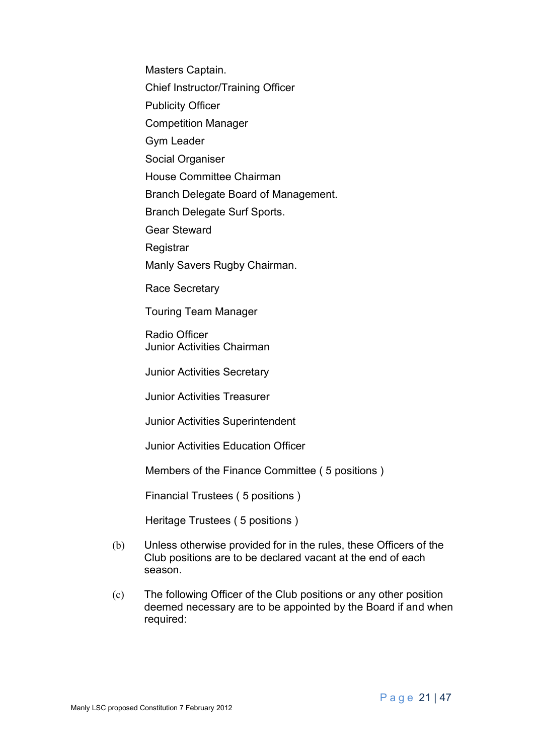Masters Captain.

Chief Instructor/Training Officer

Publicity Officer

Competition Manager

Gym Leader

Social Organiser

House Committee Chairman

Branch Delegate Board of Management.

Branch Delegate Surf Sports.

Gear Steward

Registrar

Manly Savers Rugby Chairman.

Race Secretary

Touring Team Manager

Radio Officer
Junior Activities Chairman

Junior Activities Secretary

Junior Activities Treasurer

Junior Activities Superintendent

Junior Activities Education Officer

Members of the Finance Committee ( 5 positions )

Financial Trustees ( 5 positions )

Heritage Trustees ( 5 positions )

(b) Unless otherwise provided for in the rules, these Officers of the Club positions are to be declared vacant at the end of each season.

(c) The following Officer of the Club positions or any other position deemed necessary are to be appointed by the Board if and when required:

Manly LSC proposed Constitution 7 February 2012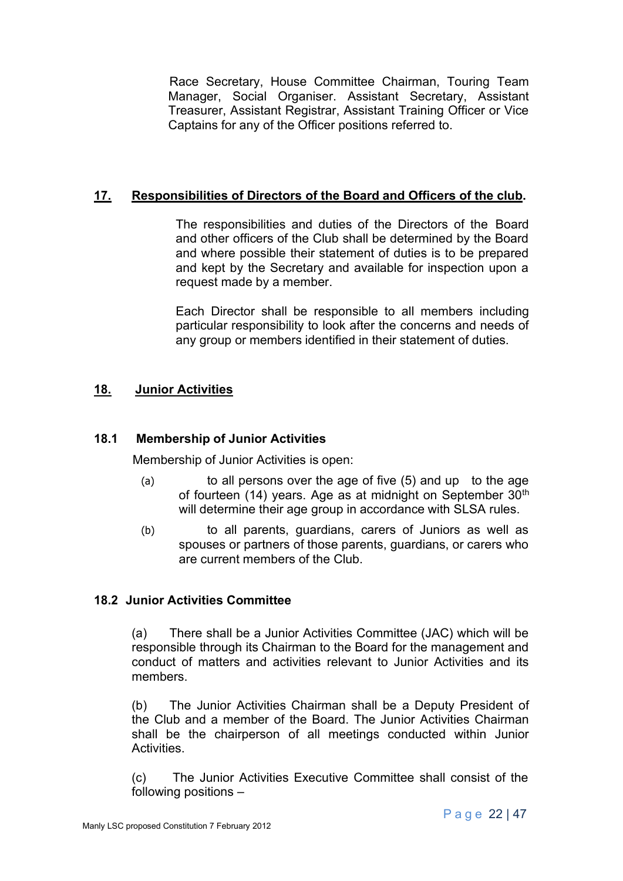Race Secretary, House Committee Chairman, Touring Team Manager, Social Organiser. Assistant Secretary, Assistant Treasurer, Assistant Registrar, Assistant Training Officer or Vice Captains for any of the Officer positions referred to.

## 17. Responsibilities of Directors of the Board and Officers of the club.

The responsibilities and duties of the Directors of the Board and other officers of the Club shall be determined by the Board and where possible their statement of duties is to be prepared and kept by the Secretary and available for inspection upon a request made by a member.

Each Director shall be responsible to all members including particular responsibility to look after the concerns and needs of any group or members identified in their statement of duties.

## 18. Junior Activities

### 18.1 Membership of Junior Activities

Membership of Junior Activities is open:

(a) to all persons over the age of five (5) and up to the age of fourteen (14) years. Age as at midnight on September 30th will determine their age group in accordance with SLSA rules.

(b) to all parents, guardians, carers of Juniors as well as spouses or partners of those parents, guardians, or carers who are current members of the Club.

### 18.2 Junior Activities Committee

(a) There shall be a Junior Activities Committee (JAC) which will be responsible through its Chairman to the Board for the management and conduct of matters and activities relevant to Junior Activities and its members.

(b) The Junior Activities Chairman shall be a Deputy President of the Club and a member of the Board. The Junior Activities Chairman shall be the chairperson of all meetings conducted within Junior Activities.

(c) The Junior Activities Executive Committee shall consist of the following positions –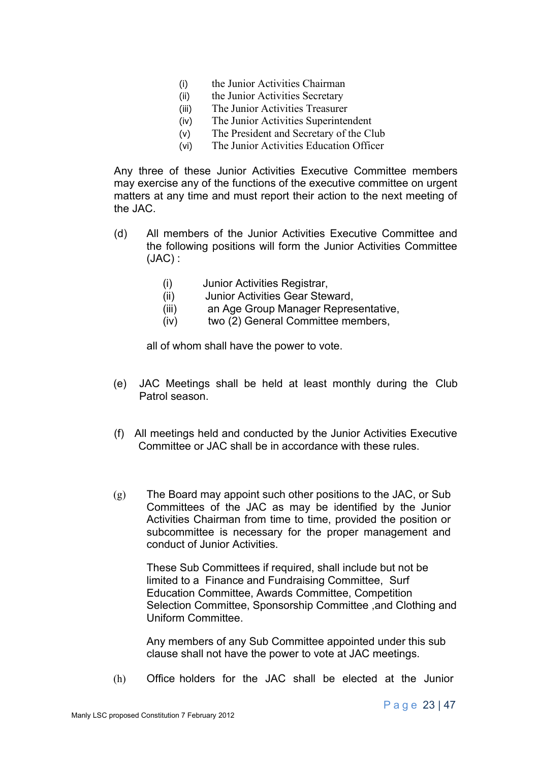(i) the Junior Activities Chairman
(ii) the Junior Activities Secretary
(iii) The Junior Activities Treasurer
(iv) The Junior Activities Superintendent
(v) The President and Secretary of the Club
(vi) The Junior Activities Education Officer

Any three of these Junior Activities Executive Committee members may exercise any of the functions of the executive committee on urgent matters at any time and must report their action to the next meeting of the JAC.

(d) All members of the Junior Activities Executive Committee and the following positions will form the Junior Activities Committee (JAC) :

(i) Junior Activities Registrar,
(ii) Junior Activities Gear Steward,
(iii) an Age Group Manager Representative,
(iv) two (2) General Committee members,

all of whom shall have the power to vote.

(e) JAC Meetings shall be held at least monthly during the Club Patrol season.

(f) All meetings held and conducted by the Junior Activities Executive Committee or JAC shall be in accordance with these rules.

(g) The Board may appoint such other positions to the JAC, or Sub Committees of the JAC as may be identified by the Junior Activities Chairman from time to time, provided the position or subcommittee is necessary for the proper management and conduct of Junior Activities.

These Sub Committees if required, shall include but not be limited to a Finance and Fundraising Committee, Surf Education Committee, Awards Committee, Competition Selection Committee, Sponsorship Committee ,and Clothing and Uniform Committee.

Any members of any Sub Committee appointed under this sub clause shall not have the power to vote at JAC meetings.

(h) Office holders for the JAC shall be elected at the Junior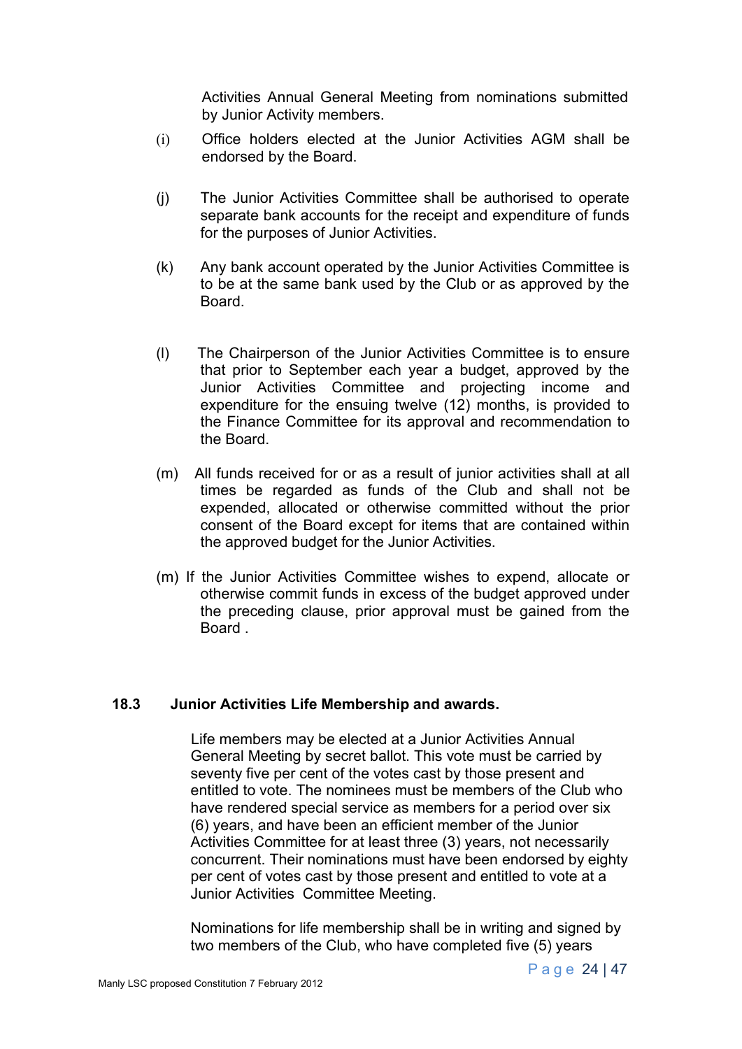Activities Annual General Meeting from nominations submitted by Junior Activity members.

(i) Office holders elected at the Junior Activities AGM shall be endorsed by the Board.

(j) The Junior Activities Committee shall be authorised to operate separate bank accounts for the receipt and expenditure of funds for the purposes of Junior Activities.

(k) Any bank account operated by the Junior Activities Committee is to be at the same bank used by the Club or as approved by the Board.

(l) The Chairperson of the Junior Activities Committee is to ensure that prior to September each year a budget, approved by the Junior Activities Committee and projecting income and expenditure for the ensuing twelve (12) months, is provided to the Finance Committee for its approval and recommendation to the Board.

(m) All funds received for or as a result of junior activities shall at all times be regarded as funds of the Club and shall not be expended, allocated or otherwise committed without the prior consent of the Board except for items that are contained within the approved budget for the Junior Activities.

(m) If the Junior Activities Committee wishes to expend, allocate or otherwise commit funds in excess of the budget approved under the preceding clause, prior approval must be gained from the Board .

**18.3 Junior Activities Life Membership and awards.**

Life members may be elected at a Junior Activities Annual General Meeting by secret ballot. This vote must be carried by seventy five per cent of the votes cast by those present and entitled to vote. The nominees must be members of the Club who have rendered special service as members for a period over six (6) years, and have been an efficient member of the Junior Activities Committee for at least three (3) years, not necessarily concurrent. Their nominations must have been endorsed by eighty per cent of votes cast by those present and entitled to vote at a Junior Activities Committee Meeting.

Nominations for life membership shall be in writing and signed by two members of the Club, who have completed five (5) years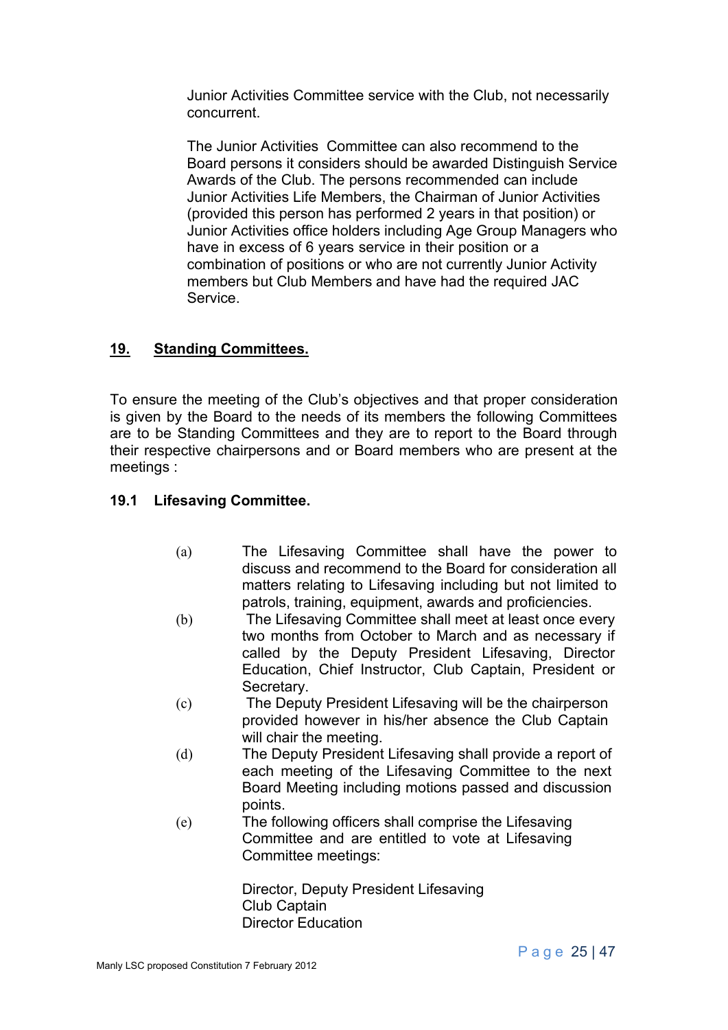Junior Activities Committee service with the Club, not necessarily concurrent.

The Junior Activities Committee can also recommend to the Board persons it considers should be awarded Distinguish Service Awards of the Club. The persons recommended can include Junior Activities Life Members, the Chairman of Junior Activities (provided this person has performed 2 years in that position) or Junior Activities office holders including Age Group Managers who have in excess of 6 years service in their position or a combination of positions or who are not currently Junior Activity members but Club Members and have had the required JAC Service.

## 19. Standing Committees.

To ensure the meeting of the Club's objectives and that proper consideration is given by the Board to the needs of its members the following Committees are to be Standing Committees and they are to report to the Board through their respective chairpersons and or Board members who are present at the meetings :

### 19.1 Lifesaving Committee.

(a) The Lifesaving Committee shall have the power to discuss and recommend to the Board for consideration all matters relating to Lifesaving including but not limited to patrols, training, equipment, awards and proficiencies.

(b) The Lifesaving Committee shall meet at least once every two months from October to March and as necessary if called by the Deputy President Lifesaving, Director Education, Chief Instructor, Club Captain, President or Secretary.

(c) The Deputy President Lifesaving will be the chairperson provided however in his/her absence the Club Captain will chair the meeting.

(d) The Deputy President Lifesaving shall provide a report of each meeting of the Lifesaving Committee to the next Board Meeting including motions passed and discussion points.

(e) The following officers shall comprise the Lifesaving Committee and are entitled to vote at Lifesaving Committee meetings:

Director, Deputy President Lifesaving
Club Captain
Director Education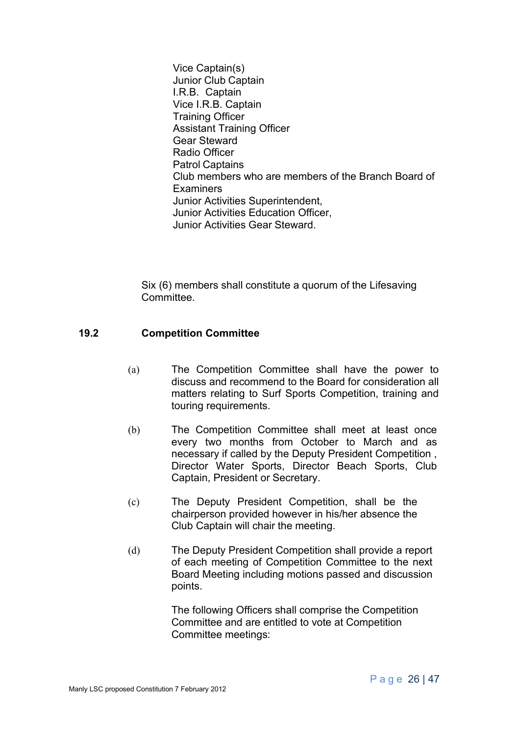Vice Captain(s)
Junior Club Captain
I.R.B. Captain
Vice I.R.B. Captain
Training Officer
Assistant Training Officer
Gear Steward
Radio Officer
Patrol Captains
Club members who are members of the Branch Board of Examiners
Junior Activities Superintendent,
Junior Activities Education Officer,
Junior Activities Gear Steward.

Six (6) members shall constitute a quorum of the Lifesaving Committee.

### 19.2 Competition Committee

(a) The Competition Committee shall have the power to discuss and recommend to the Board for consideration all matters relating to Surf Sports Competition, training and touring requirements.

(b) The Competition Committee shall meet at least once every two months from October to March and as necessary if called by the Deputy President Competition , Director Water Sports, Director Beach Sports, Club Captain, President or Secretary.

(c) The Deputy President Competition, shall be the chairperson provided however in his/her absence the Club Captain will chair the meeting.

(d) The Deputy President Competition shall provide a report of each meeting of Competition Committee to the next Board Meeting including motions passed and discussion points.

The following Officers shall comprise the Competition Committee and are entitled to vote at Competition Committee meetings: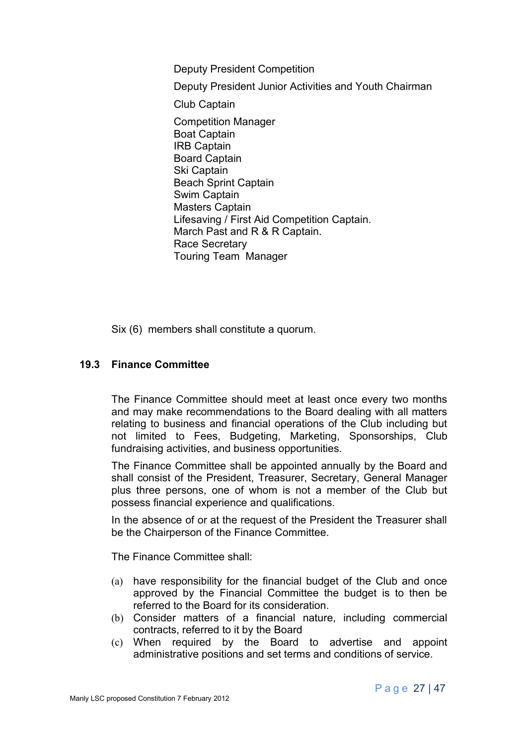Deputy President Competition

Deputy President Junior Activities and Youth Chairman

Club Captain

Competition Manager
Boat Captain
IRB Captain
Board Captain
Ski Captain
Beach Sprint Captain
Swim Captain
Masters Captain
Lifesaving / First Aid Competition Captain.
March Past and R & R Captain.
Race Secretary
Touring Team Manager

Six (6) members shall constitute a quorum.

### 19.3 Finance Committee

The Finance Committee should meet at least once every two months and may make recommendations to the Board dealing with all matters relating to business and financial operations of the Club including but not limited to Fees, Budgeting, Marketing, Sponsorships, Club fundraising activities, and business opportunities.

The Finance Committee shall be appointed annually by the Board and shall consist of the President, Treasurer, Secretary, General Manager plus three persons, one of whom is not a member of the Club but possess financial experience and qualifications.

In the absence of or at the request of the President the Treasurer shall be the Chairperson of the Finance Committee.

The Finance Committee shall:

(a) have responsibility for the financial budget of the Club and once approved by the Financial Committee the budget is to then be referred to the Board for its consideration.
(b) Consider matters of a financial nature, including commercial contracts, referred to it by the Board
(c) When required by the Board to advertise and appoint administrative positions and set terms and conditions of service.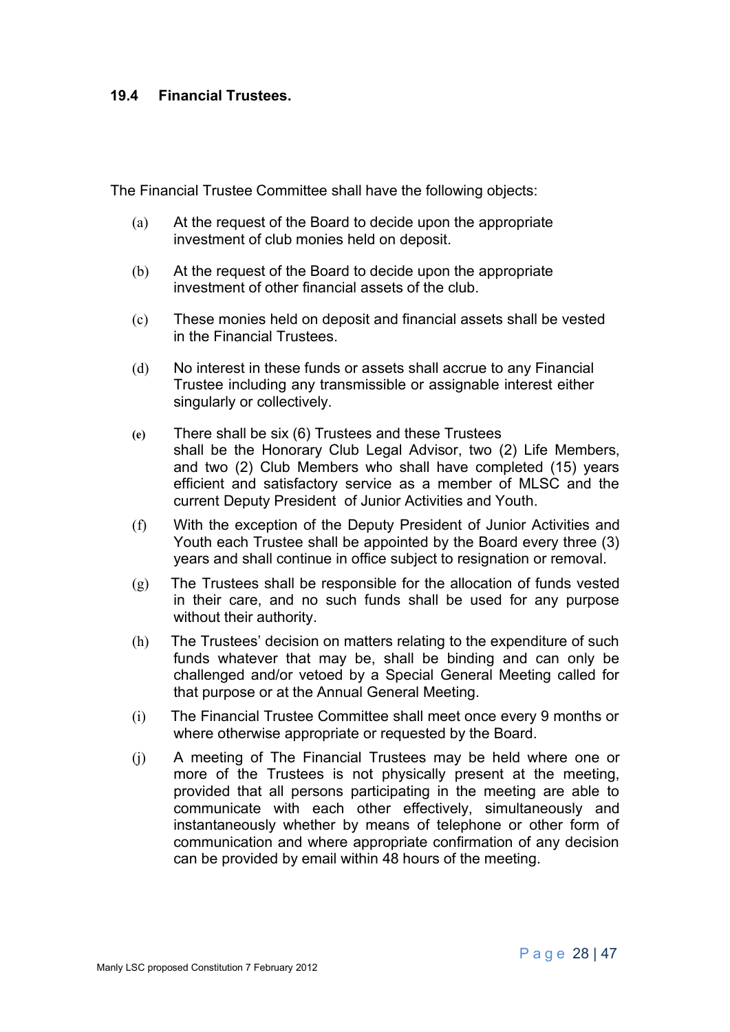### 19.4 Financial Trustees.

The Financial Trustee Committee shall have the following objects:

(a) At the request of the Board to decide upon the appropriate investment of club monies held on deposit.

(b) At the request of the Board to decide upon the appropriate investment of other financial assets of the club.

(c) These monies held on deposit and financial assets shall be vested in the Financial Trustees.

(d) No interest in these funds or assets shall accrue to any Financial Trustee including any transmissible or assignable interest either singularly or collectively.

(e) There shall be six (6) Trustees and these Trustees shall be the Honorary Club Legal Advisor, two (2) Life Members, and two (2) Club Members who shall have completed (15) years efficient and satisfactory service as a member of MLSC and the current Deputy President of Junior Activities and Youth.

(f) With the exception of the Deputy President of Junior Activities and Youth each Trustee shall be appointed by the Board every three (3) years and shall continue in office subject to resignation or removal.

(g) The Trustees shall be responsible for the allocation of funds vested in their care, and no such funds shall be used for any purpose without their authority.

(h) The Trustees' decision on matters relating to the expenditure of such funds whatever that may be, shall be binding and can only be challenged and/or vetoed by a Special General Meeting called for that purpose or at the Annual General Meeting.

(i) The Financial Trustee Committee shall meet once every 9 months or where otherwise appropriate or requested by the Board.

(j) A meeting of The Financial Trustees may be held where one or more of the Trustees is not physically present at the meeting, provided that all persons participating in the meeting are able to communicate with each other effectively, simultaneously and instantaneously whether by means of telephone or other form of communication and where appropriate confirmation of any decision can be provided by email within 48 hours of the meeting.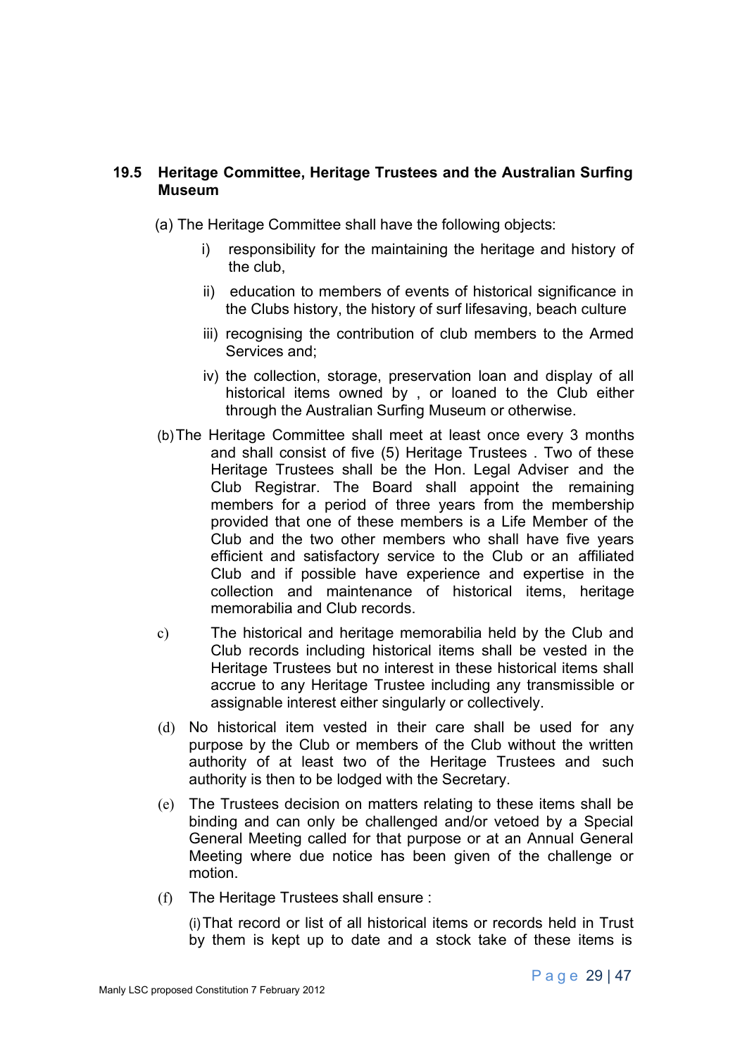### 19.5 Heritage Committee, Heritage Trustees and the Australian Surfing Museum

(a) The Heritage Committee shall have the following objects:

i) responsibility for the maintaining the heritage and history of the club,

ii) education to members of events of historical significance in the Clubs history, the history of surf lifesaving, beach culture

iii) recognising the contribution of club members to the Armed Services and;

iv) the collection, storage, preservation loan and display of all historical items owned by , or loaned to the Club either through the Australian Surfing Museum or otherwise.

(b) The Heritage Committee shall meet at least once every 3 months and shall consist of five (5) Heritage Trustees . Two of these Heritage Trustees shall be the Hon. Legal Adviser and the Club Registrar. The Board shall appoint the remaining members for a period of three years from the membership provided that one of these members is a Life Member of the Club and the two other members who shall have five years efficient and satisfactory service to the Club or an affiliated Club and if possible have experience and expertise in the collection and maintenance of historical items, heritage memorabilia and Club records.

c) The historical and heritage memorabilia held by the Club and Club records including historical items shall be vested in the Heritage Trustees but no interest in these historical items shall accrue to any Heritage Trustee including any transmissible or assignable interest either singularly or collectively.

(d) No historical item vested in their care shall be used for any purpose by the Club or members of the Club without the written authority of at least two of the Heritage Trustees and such authority is then to be lodged with the Secretary.

(e) The Trustees decision on matters relating to these items shall be binding and can only be challenged and/or vetoed by a Special General Meeting called for that purpose or at an Annual General Meeting where due notice has been given of the challenge or motion.

(f) The Heritage Trustees shall ensure :

(i) That record or list of all historical items or records held in Trust by them is kept up to date and a stock take of these items is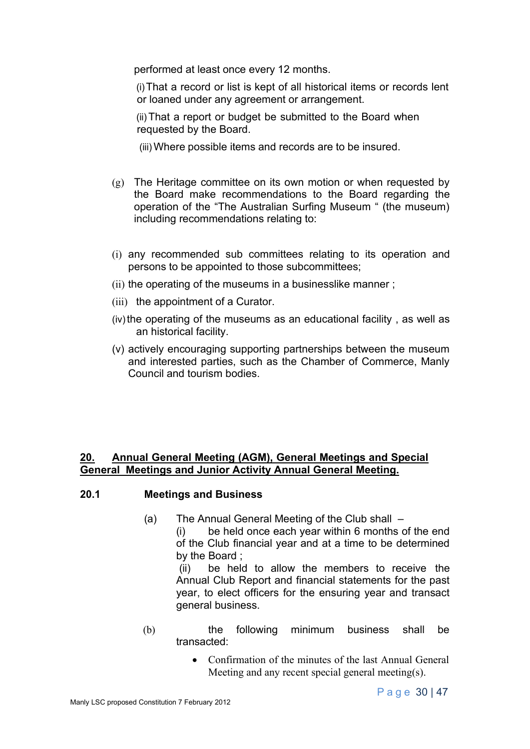performed at least once every 12 months.

(i) That a record or list is kept of all historical items or records lent or loaned under any agreement or arrangement.

(ii) That a report or budget be submitted to the Board when requested by the Board.

(iii) Where possible items and records are to be insured.

(g) The Heritage committee on its own motion or when requested by the Board make recommendations to the Board regarding the operation of the "The Australian Surfing Museum " (the museum) including recommendations relating to:

(i) any recommended sub committees relating to its operation and persons to be appointed to those subcommittees;

(ii) the operating of the museums in a businesslike manner ;

(iii) the appointment of a Curator.

(iv) the operating of the museums as an educational facility , as well as an historical facility.

(v) actively encouraging supporting partnerships between the museum and interested parties, such as the Chamber of Commerce, Manly Council and tourism bodies.

## 20. Annual General Meeting (AGM), General Meetings and Special General Meetings and Junior Activity Annual General Meeting.

### 20.1 Meetings and Business

(a) The Annual General Meeting of the Club shall –

(i) be held once each year within 6 months of the end of the Club financial year and at a time to be determined by the Board ;

(ii) be held to allow the members to receive the Annual Club Report and financial statements for the past year, to elect officers for the ensuring year and transact general business.

(b) the following minimum business shall be transacted:

- Confirmation of the minutes of the last Annual General Meeting and any recent special general meeting(s).

Manly LSC proposed Constitution 7 February 2012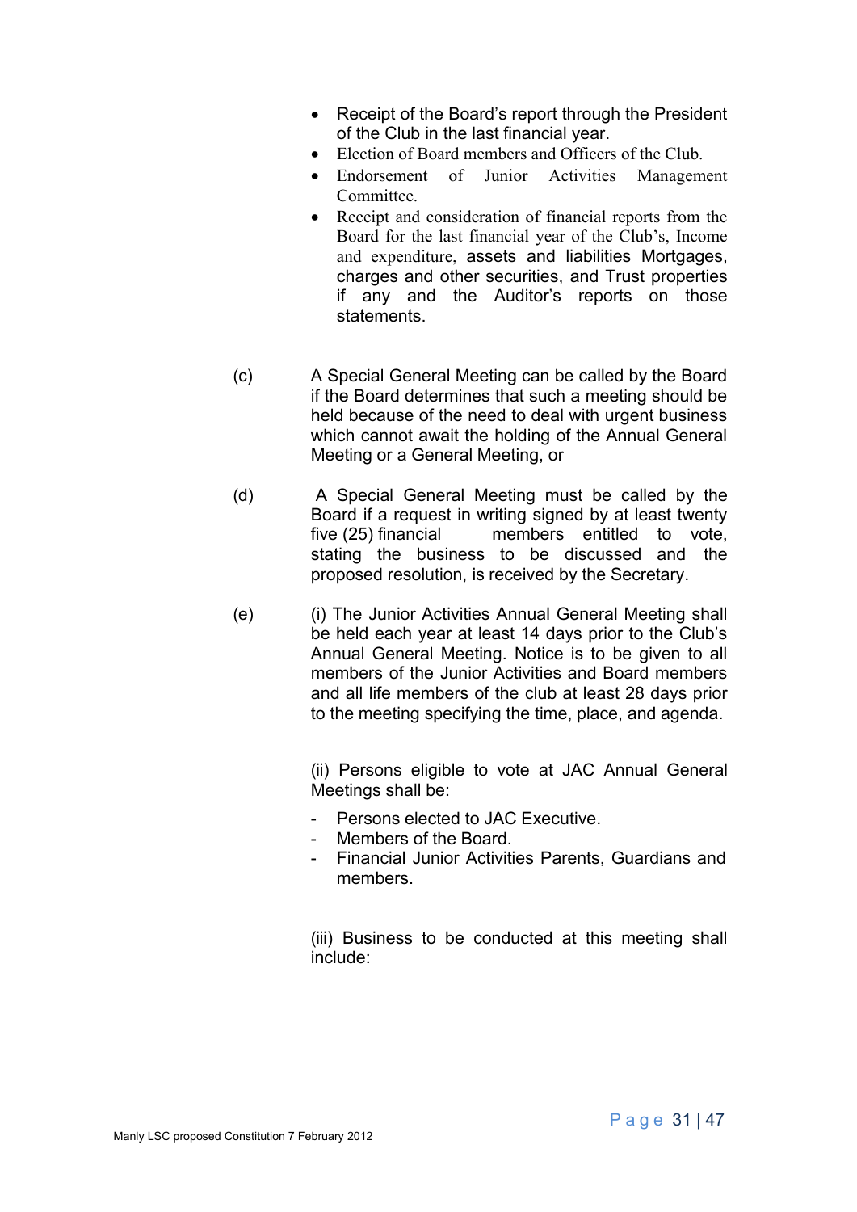- Receipt of the Board's report through the President of the Club in the last financial year.
- Election of Board members and Officers of the Club.
- Endorsement of Junior Activities Management Committee.
- Receipt and consideration of financial reports from the Board for the last financial year of the Club's, Income and expenditure, assets and liabilities Mortgages, charges and other securities, and Trust properties if any and the Auditor's reports on those statements.

(c) A Special General Meeting can be called by the Board if the Board determines that such a meeting should be held because of the need to deal with urgent business which cannot await the holding of the Annual General Meeting or a General Meeting, or

(d) A Special General Meeting must be called by the Board if a request in writing signed by at least twenty five (25) financial members entitled to vote, stating the business to be discussed and the proposed resolution, is received by the Secretary.

(e) (i) The Junior Activities Annual General Meeting shall be held each year at least 14 days prior to the Club's Annual General Meeting. Notice is to be given to all members of the Junior Activities and Board members and all life members of the club at least 28 days prior to the meeting specifying the time, place, and agenda.

(ii) Persons eligible to vote at JAC Annual General Meetings shall be:

- Persons elected to JAC Executive.
- Members of the Board.
- Financial Junior Activities Parents, Guardians and members.

(iii) Business to be conducted at this meeting shall include:

Manly LSC proposed Constitution 7 February 2012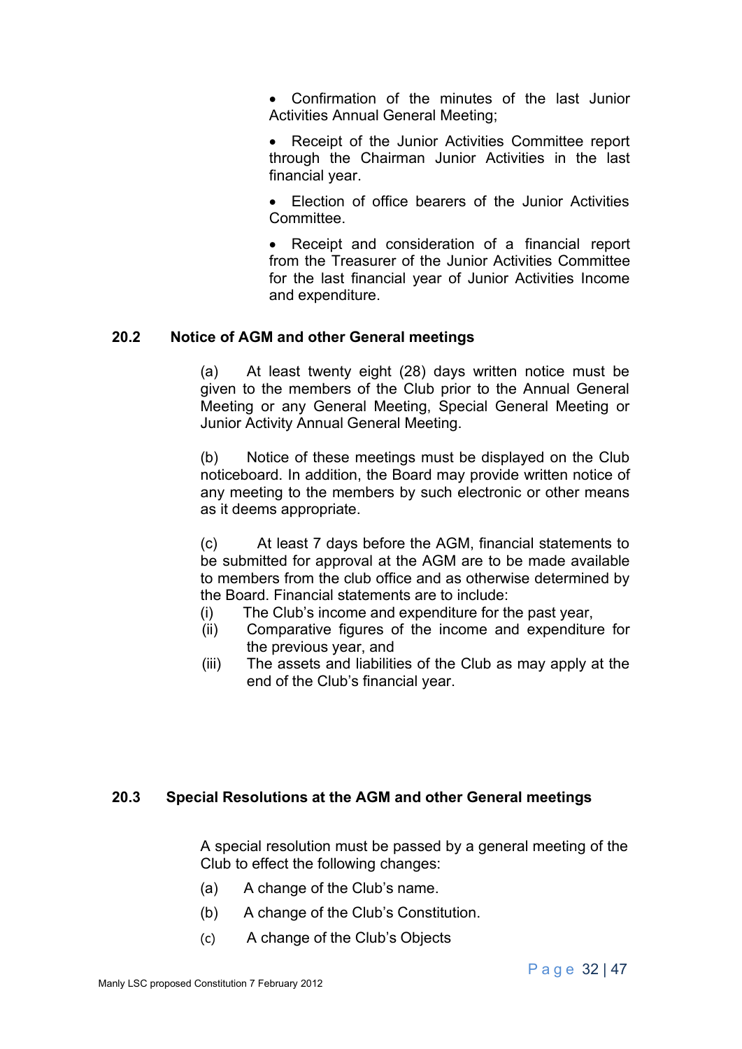- Confirmation of the minutes of the last Junior Activities Annual General Meeting;
- Receipt of the Junior Activities Committee report through the Chairman Junior Activities in the last financial year.
- Election of office bearers of the Junior Activities Committee.
- Receipt and consideration of a financial report from the Treasurer of the Junior Activities Committee for the last financial year of Junior Activities Income and expenditure.

### 20.2 Notice of AGM and other General meetings

(a) At least twenty eight (28) days written notice must be given to the members of the Club prior to the Annual General Meeting or any General Meeting, Special General Meeting or Junior Activity Annual General Meeting.

(b) Notice of these meetings must be displayed on the Club noticeboard. In addition, the Board may provide written notice of any meeting to the members by such electronic or other means as it deems appropriate.

(c) At least 7 days before the AGM, financial statements to be submitted for approval at the AGM are to be made available to members from the club office and as otherwise determined by the Board. Financial statements are to include:

(i) The Club's income and expenditure for the past year,

(ii) Comparative figures of the income and expenditure for the previous year, and

(iii) The assets and liabilities of the Club as may apply at the end of the Club's financial year.

### 20.3 Special Resolutions at the AGM and other General meetings

A special resolution must be passed by a general meeting of the Club to effect the following changes:

(a) A change of the Club's name.

(b) A change of the Club's Constitution.

(c) A change of the Club's Objects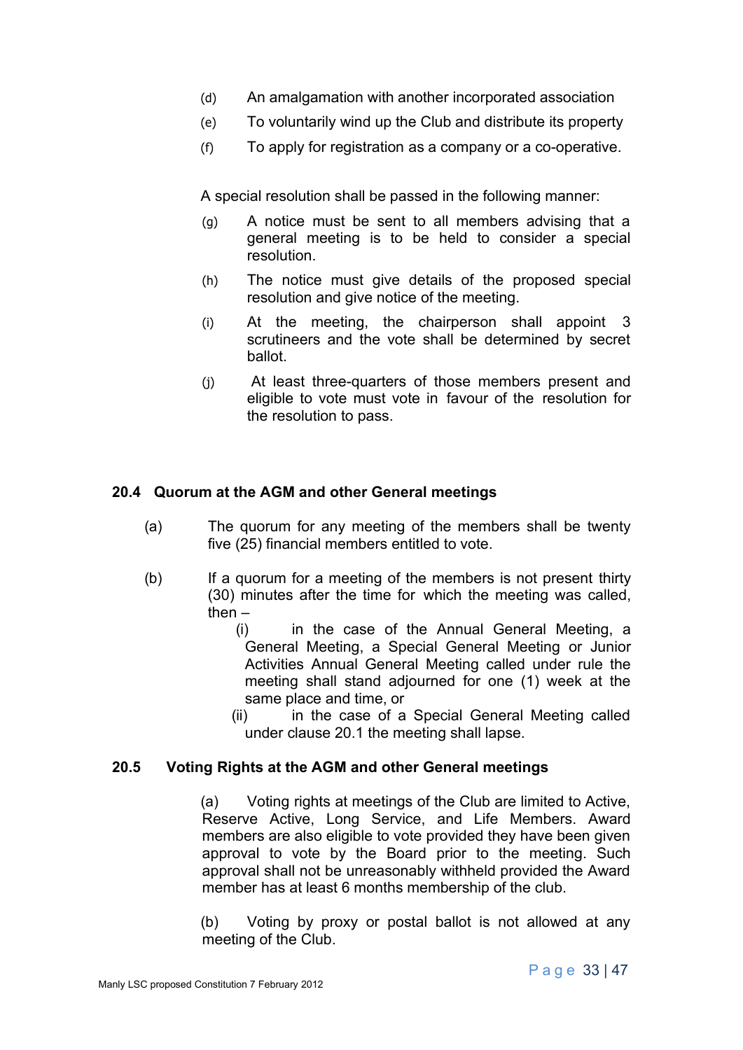(d) An amalgamation with another incorporated association

(e) To voluntarily wind up the Club and distribute its property

(f) To apply for registration as a company or a co-operative.

A special resolution shall be passed in the following manner:

(g) A notice must be sent to all members advising that a general meeting is to be held to consider a special resolution.

(h) The notice must give details of the proposed special resolution and give notice of the meeting.

(i) At the meeting, the chairperson shall appoint 3 scrutineers and the vote shall be determined by secret ballot.

(j) At least three-quarters of those members present and eligible to vote must vote in favour of the resolution for the resolution to pass.

### 20.4 Quorum at the AGM and other General meetings

(a) The quorum for any meeting of the members shall be twenty five (25) financial members entitled to vote.

(b) If a quorum for a meeting of the members is not present thirty (30) minutes after the time for which the meeting was called, then –

- (i) in the case of the Annual General Meeting, a General Meeting, a Special General Meeting or Junior Activities Annual General Meeting called under rule the meeting shall stand adjourned for one (1) week at the same place and time, or
- (ii) in the case of a Special General Meeting called under clause 20.1 the meeting shall lapse.

### 20.5 Voting Rights at the AGM and other General meetings

(a) Voting rights at meetings of the Club are limited to Active, Reserve Active, Long Service, and Life Members. Award members are also eligible to vote provided they have been given approval to vote by the Board prior to the meeting. Such approval shall not be unreasonably withheld provided the Award member has at least 6 months membership of the club.

(b) Voting by proxy or postal ballot is not allowed at any meeting of the Club.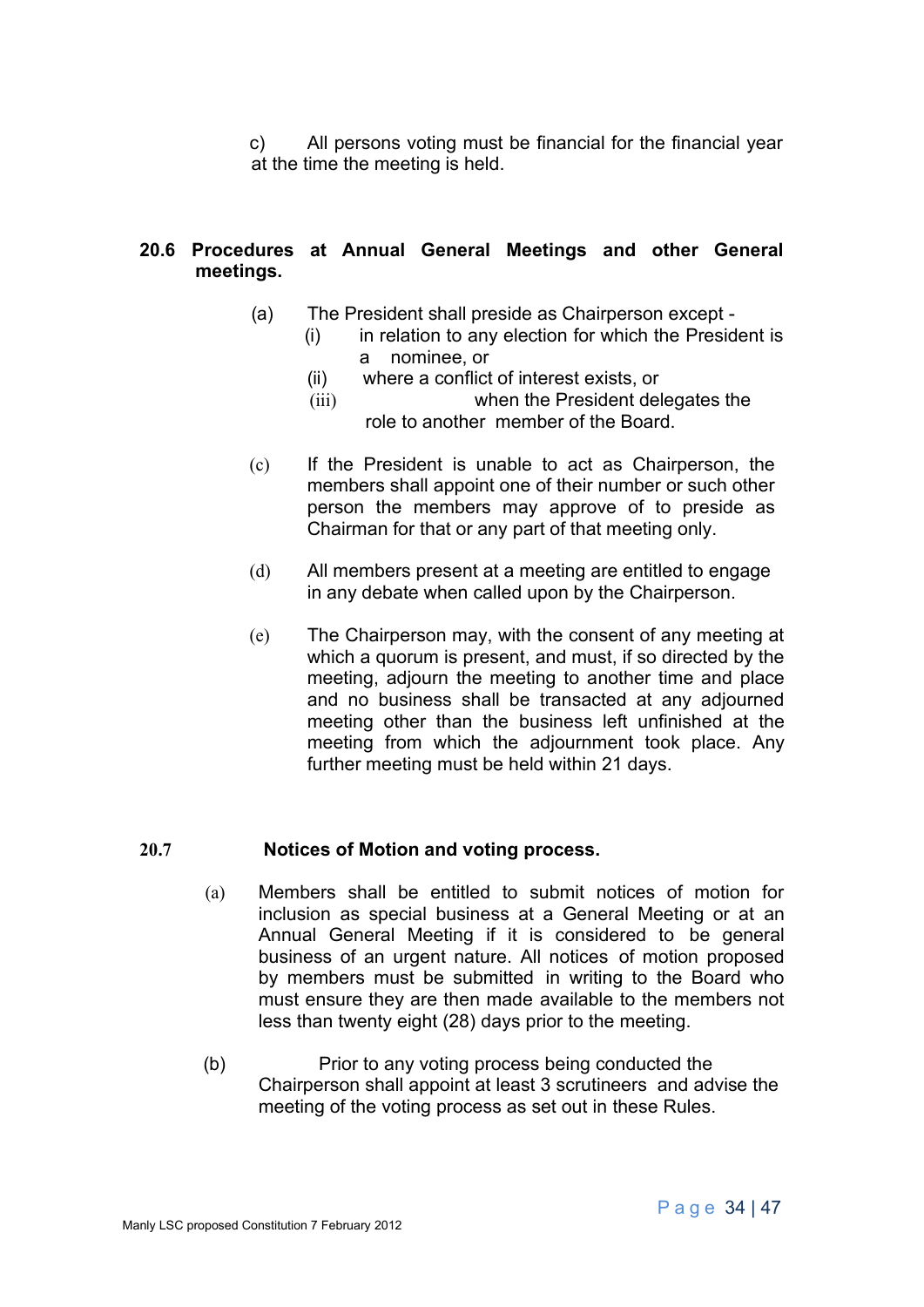c) All persons voting must be financial for the financial year at the time the meeting is held.

**20.6 Procedures at Annual General Meetings and other General meetings.**

(a) The President shall preside as Chairperson except -

(i) in relation to any election for which the President is a nominee, or

(ii) where a conflict of interest exists, or

(iii) when the President delegates the role to another member of the Board.

(c) If the President is unable to act as Chairperson, the members shall appoint one of their number or such other person the members may approve of to preside as Chairman for that or any part of that meeting only.

(d) All members present at a meeting are entitled to engage in any debate when called upon by the Chairperson.

(e) The Chairperson may, with the consent of any meeting at which a quorum is present, and must, if so directed by the meeting, adjourn the meeting to another time and place and no business shall be transacted at any adjourned meeting other than the business left unfinished at the meeting from which the adjournment took place. Any further meeting must be held within 21 days.

**20.7 Notices of Motion and voting process.**

(a) Members shall be entitled to submit notices of motion for inclusion as special business at a General Meeting or at an Annual General Meeting if it is considered to be general business of an urgent nature. All notices of motion proposed by members must be submitted in writing to the Board who must ensure they are then made available to the members not less than twenty eight (28) days prior to the meeting.

(b) Prior to any voting process being conducted the Chairperson shall appoint at least 3 scrutineers and advise the meeting of the voting process as set out in these Rules.

Manly LSC proposed Constitution 7 February 2012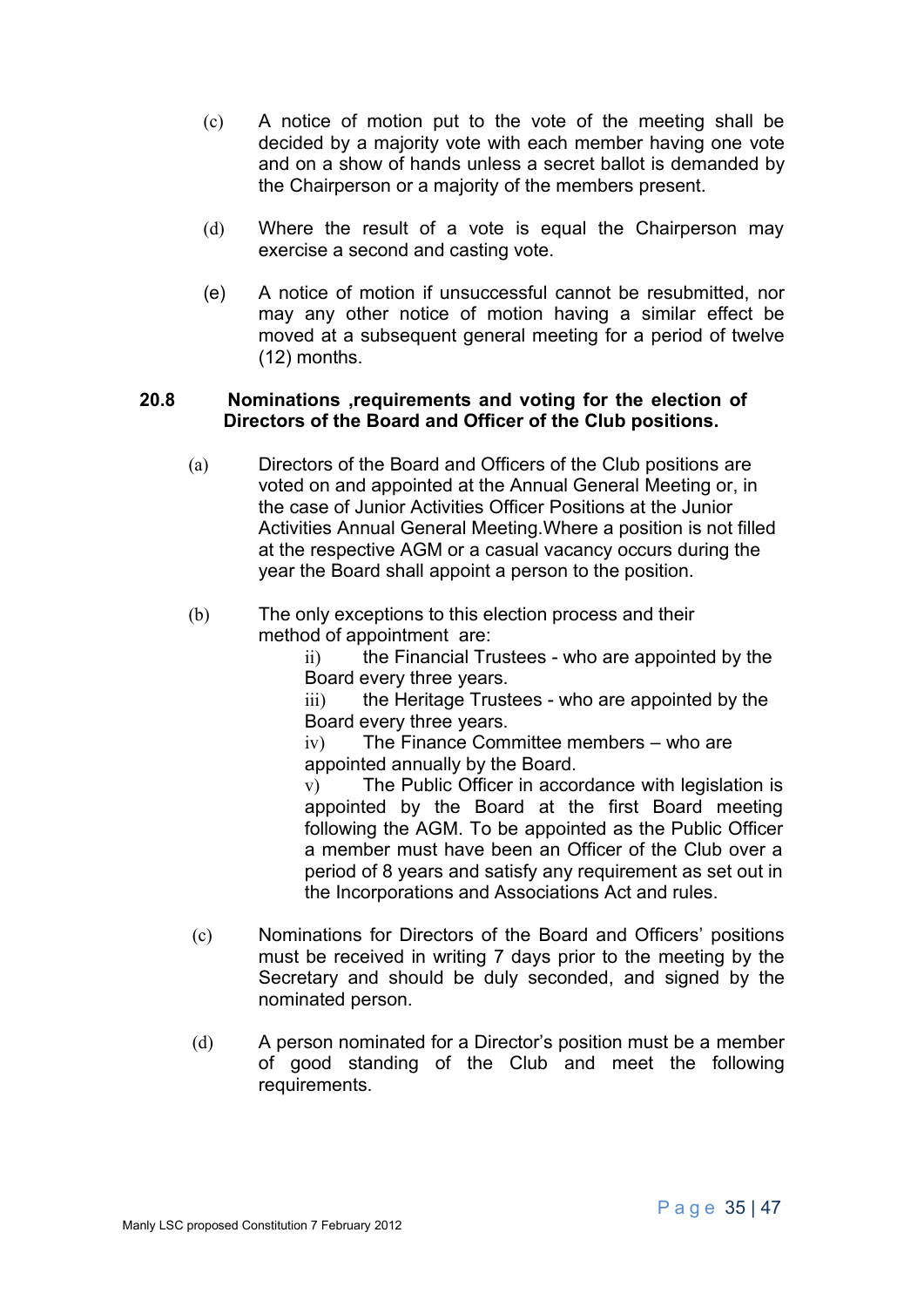(c) A notice of motion put to the vote of the meeting shall be decided by a majority vote with each member having one vote and on a show of hands unless a secret ballot is demanded by the Chairperson or a majority of the members present.

(d) Where the result of a vote is equal the Chairperson may exercise a second and casting vote.

(e) A notice of motion if unsuccessful cannot be resubmitted, nor may any other notice of motion having a similar effect be moved at a subsequent general meeting for a period of twelve (12) months.

**20.8 Nominations ,requirements and voting for the election of Directors of the Board and Officer of the Club positions.**

(a) Directors of the Board and Officers of the Club positions are voted on and appointed at the Annual General Meeting or, in the case of Junior Activities Officer Positions at the Junior Activities Annual General Meeting.Where a position is not filled at the respective AGM or a casual vacancy occurs during the year the Board shall appoint a person to the position.

(b) The only exceptions to this election process and their method of appointment are:

ii) the Financial Trustees - who are appointed by the Board every three years.

iii) the Heritage Trustees - who are appointed by the Board every three years.

iv) The Finance Committee members – who are appointed annually by the Board.

v) The Public Officer in accordance with legislation is appointed by the Board at the first Board meeting following the AGM. To be appointed as the Public Officer a member must have been an Officer of the Club over a period of 8 years and satisfy any requirement as set out in the Incorporations and Associations Act and rules.

(c) Nominations for Directors of the Board and Officers' positions must be received in writing 7 days prior to the meeting by the Secretary and should be duly seconded, and signed by the nominated person.

(d) A person nominated for a Director's position must be a member of good standing of the Club and meet the following requirements.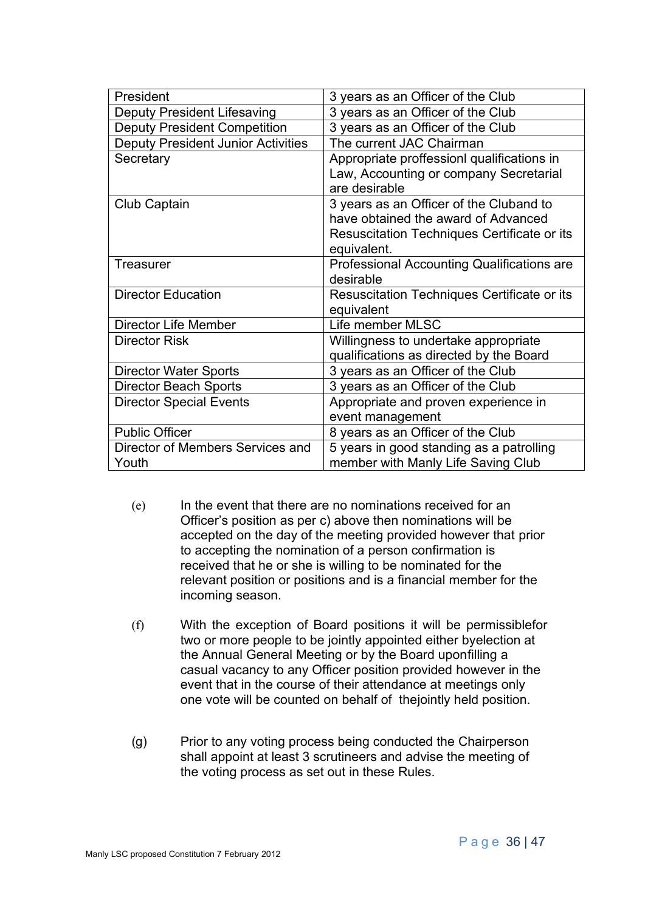| President | 3 years as an Officer of the Club |
|---|---|
| Deputy President Lifesaving | 3 years as an Officer of the Club |
| Deputy President Competition | 3 years as an Officer of the Club |
| Deputy President Junior Activities | The current JAC Chairman |
| Secretary | Appropriate proffessionl qualifications in Law, Accounting or company Secretarial are desirable |
| Club Captain | 3 years as an Officer of the Cluband to have obtained the award of Advanced Resuscitation Techniques Certificate or its equivalent. |
| Treasurer | Professional Accounting Qualifications are desirable |
| Director Education | Resuscitation Techniques Certificate or its equivalent |
| Director Life Member | Life member MLSC |
| Director Risk | Willingness to undertake appropriate qualifications as directed by the Board |
| Director Water Sports | 3 years as an Officer of the Club |
| Director Beach Sports | 3 years as an Officer of the Club |
| Director Special Events | Appropriate and proven experience in event management |
| Public Officer | 8 years as an Officer of the Club |
| Director of Members Services and Youth | 5 years in good standing as a patrolling member with Manly Life Saving Club |

(e) In the event that there are no nominations received for an Officer's position as per c) above then nominations will be accepted on the day of the meeting provided however that prior to accepting the nomination of a person confirmation is received that he or she is willing to be nominated for the relevant position or positions and is a financial member for the incoming season.

(f) With the exception of Board positions it will be permissiblefor two or more people to be jointly appointed either byelection at the Annual General Meeting or by the Board uponfilling a casual vacancy to any Officer position provided however in the event that in the course of their attendance at meetings only one vote will be counted on behalf of thejointly held position.

(g) Prior to any voting process being conducted the Chairperson shall appoint at least 3 scrutineers and advise the meeting of the voting process as set out in these Rules.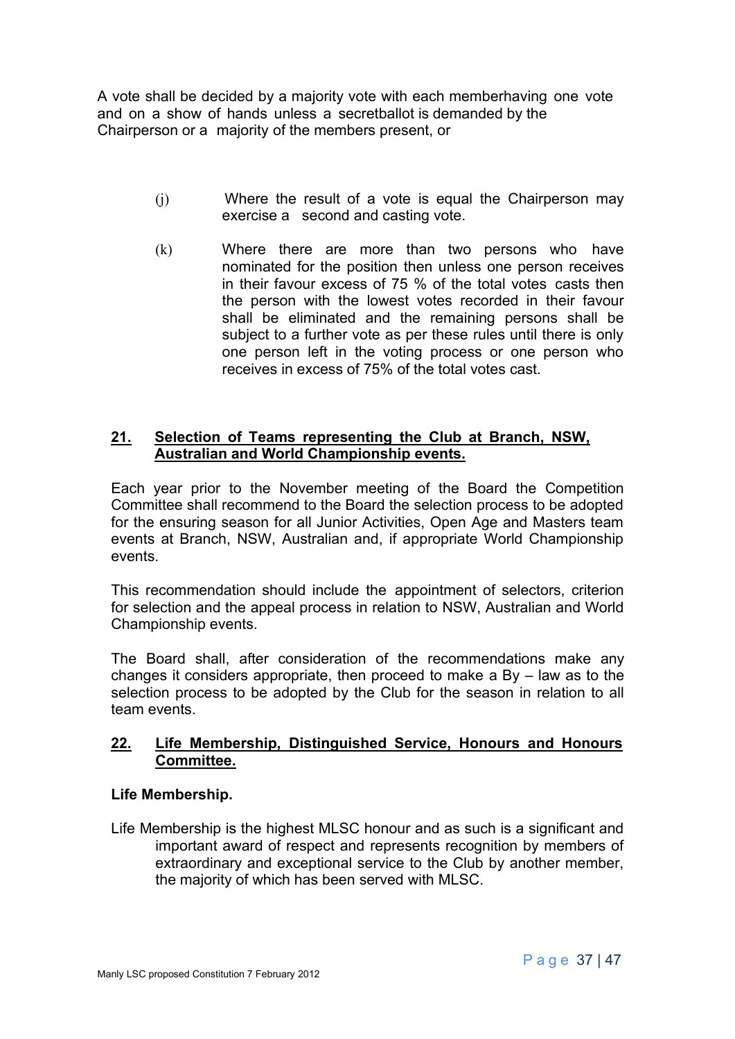A vote shall be decided by a majority vote with each memberhaving one vote and on a show of hands unless a secretballot is demanded by the Chairperson or a majority of the members present, or

(j) Where the result of a vote is equal the Chairperson may exercise a second and casting vote.

(k) Where there are more than two persons who have nominated for the position then unless one person receives in their favour excess of 75 % of the total votes casts then the person with the lowest votes recorded in their favour shall be eliminated and the remaining persons shall be subject to a further vote as per these rules until there is only one person left in the voting process or one person who receives in excess of 75% of the total votes cast.

## 21. Selection of Teams representing the Club at Branch, NSW, Australian and World Championship events.

Each year prior to the November meeting of the Board the Competition Committee shall recommend to the Board the selection process to be adopted for the ensuring season for all Junior Activities, Open Age and Masters team events at Branch, NSW, Australian and, if appropriate World Championship events.

This recommendation should include the appointment of selectors, criterion for selection and the appeal process in relation to NSW, Australian and World Championship events.

The Board shall, after consideration of the recommendations make any changes it considers appropriate, then proceed to make a By – law as to the selection process to be adopted by the Club for the season in relation to all team events.

## 22. Life Membership, Distinguished Service, Honours and Honours Committee.

**Life Membership.**

Life Membership is the highest MLSC honour and as such is a significant and important award of respect and represents recognition by members of extraordinary and exceptional service to the Club by another member, the majority of which has been served with MLSC.

Manly LSC proposed Constitution 7 February 2012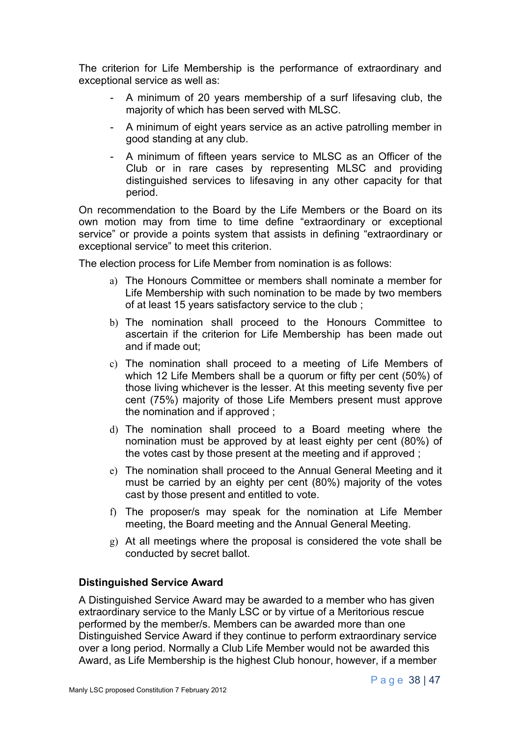The criterion for Life Membership is the performance of extraordinary and exceptional service as well as:

- A minimum of 20 years membership of a surf lifesaving club, the majority of which has been served with MLSC.
- A minimum of eight years service as an active patrolling member in good standing at any club.
- A minimum of fifteen years service to MLSC as an Officer of the Club or in rare cases by representing MLSC and providing distinguished services to lifesaving in any other capacity for that period.

On recommendation to the Board by the Life Members or the Board on its own motion may from time to time define "extraordinary or exceptional service" or provide a points system that assists in defining "extraordinary or exceptional service" to meet this criterion.

The election process for Life Member from nomination is as follows:

a) The Honours Committee or members shall nominate a member for Life Membership with such nomination to be made by two members of at least 15 years satisfactory service to the club ;

b) The nomination shall proceed to the Honours Committee to ascertain if the criterion for Life Membership has been made out and if made out;

c) The nomination shall proceed to a meeting of Life Members of which 12 Life Members shall be a quorum or fifty per cent (50%) of those living whichever is the lesser. At this meeting seventy five per cent (75%) majority of those Life Members present must approve the nomination and if approved ;

d) The nomination shall proceed to a Board meeting where the nomination must be approved by at least eighty per cent (80%) of the votes cast by those present at the meeting and if approved ;

e) The nomination shall proceed to the Annual General Meeting and it must be carried by an eighty per cent (80%) majority of the votes cast by those present and entitled to vote.

f) The proposer/s may speak for the nomination at Life Member meeting, the Board meeting and the Annual General Meeting.

g) At all meetings where the proposal is considered the vote shall be conducted by secret ballot.

**Distinguished Service Award**

A Distinguished Service Award may be awarded to a member who has given extraordinary service to the Manly LSC or by virtue of a Meritorious rescue performed by the member/s. Members can be awarded more than one Distinguished Service Award if they continue to perform extraordinary service over a long period. Normally a Club Life Member would not be awarded this Award, as Life Membership is the highest Club honour, however, if a member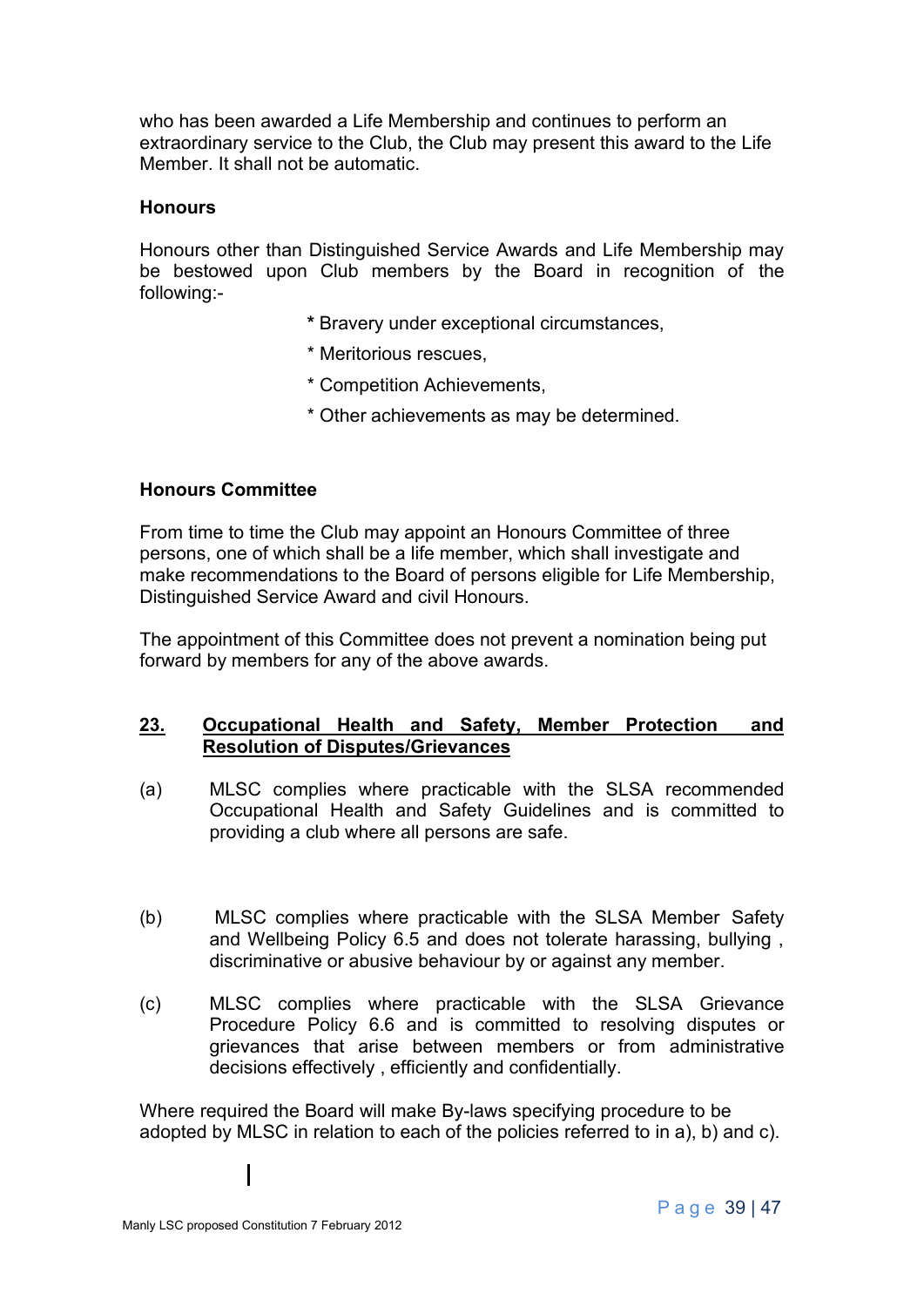who has been awarded a Life Membership and continues to perform an extraordinary service to the Club, the Club may present this award to the Life Member. It shall not be automatic.

**Honours**

Honours other than Distinguished Service Awards and Life Membership may be bestowed upon Club members by the Board in recognition of the following:-

- Bravery under exceptional circumstances,
- Meritorious rescues,
- Competition Achievements,
- Other achievements as may be determined.

**Honours Committee**

From time to time the Club may appoint an Honours Committee of three persons, one of which shall be a life member, which shall investigate and make recommendations to the Board of persons eligible for Life Membership, Distinguished Service Award and civil Honours.

The appointment of this Committee does not prevent a nomination being put forward by members for any of the above awards.

**23. Occupational Health and Safety, Member Protection and Resolution of Disputes/Grievances**

(a) MLSC complies where practicable with the SLSA recommended Occupational Health and Safety Guidelines and is committed to providing a club where all persons are safe.

(b) MLSC complies where practicable with the SLSA Member Safety and Wellbeing Policy 6.5 and does not tolerate harassing, bullying , discriminative or abusive behaviour by or against any member.

(c) MLSC complies where practicable with the SLSA Grievance Procedure Policy 6.6 and is committed to resolving disputes or grievances that arise between members or from administrative decisions effectively , efficiently and confidentially.

Where required the Board will make By-laws specifying procedure to be adopted by MLSC in relation to each of the policies referred to in a), b) and c).

Manly LSC proposed Constitution 7 February 2012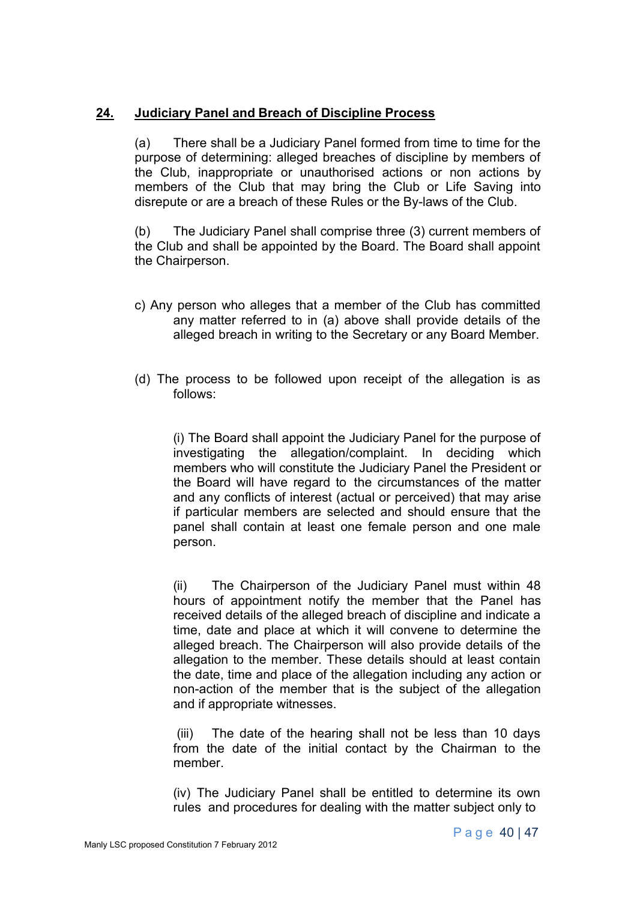## 24. Judiciary Panel and Breach of Discipline Process

(a) There shall be a Judiciary Panel formed from time to time for the purpose of determining: alleged breaches of discipline by members of the Club, inappropriate or unauthorised actions or non actions by members of the Club that may bring the Club or Life Saving into disrepute or are a breach of these Rules or the By-laws of the Club.

(b) The Judiciary Panel shall comprise three (3) current members of the Club and shall be appointed by the Board. The Board shall appoint the Chairperson.

c) Any person who alleges that a member of the Club has committed any matter referred to in (a) above shall provide details of the alleged breach in writing to the Secretary or any Board Member.

(d) The process to be followed upon receipt of the allegation is as follows:

(i) The Board shall appoint the Judiciary Panel for the purpose of investigating the allegation/complaint. In deciding which members who will constitute the Judiciary Panel the President or the Board will have regard to the circumstances of the matter and any conflicts of interest (actual or perceived) that may arise if particular members are selected and should ensure that the panel shall contain at least one female person and one male person.

(ii) The Chairperson of the Judiciary Panel must within 48 hours of appointment notify the member that the Panel has received details of the alleged breach of discipline and indicate a time, date and place at which it will convene to determine the alleged breach. The Chairperson will also provide details of the allegation to the member. These details should at least contain the date, time and place of the allegation including any action or non-action of the member that is the subject of the allegation and if appropriate witnesses.

(iii) The date of the hearing shall not be less than 10 days from the date of the initial contact by the Chairman to the member.

(iv) The Judiciary Panel shall be entitled to determine its own rules and procedures for dealing with the matter subject only to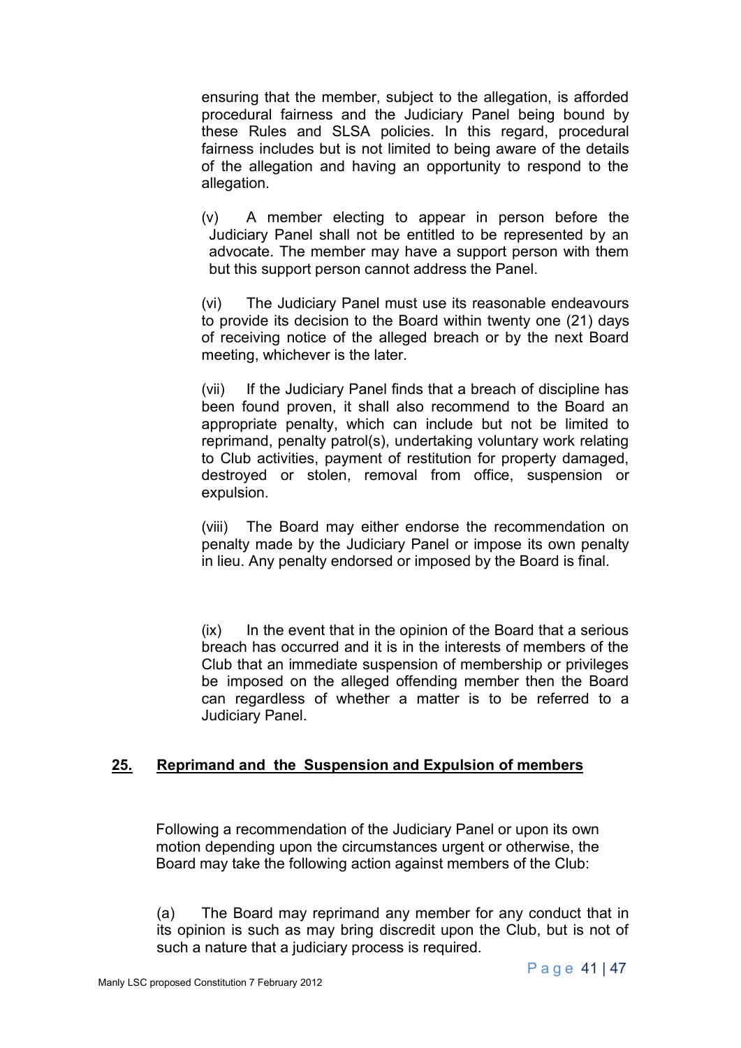ensuring that the member, subject to the allegation, is afforded procedural fairness and the Judiciary Panel being bound by these Rules and SLSA policies. In this regard, procedural fairness includes but is not limited to being aware of the details of the allegation and having an opportunity to respond to the allegation.

(v) A member electing to appear in person before the Judiciary Panel shall not be entitled to be represented by an advocate. The member may have a support person with them but this support person cannot address the Panel.

(vi) The Judiciary Panel must use its reasonable endeavours to provide its decision to the Board within twenty one (21) days of receiving notice of the alleged breach or by the next Board meeting, whichever is the later.

(vii) If the Judiciary Panel finds that a breach of discipline has been found proven, it shall also recommend to the Board an appropriate penalty, which can include but not be limited to reprimand, penalty patrol(s), undertaking voluntary work relating to Club activities, payment of restitution for property damaged, destroyed or stolen, removal from office, suspension or expulsion.

(viii) The Board may either endorse the recommendation on penalty made by the Judiciary Panel or impose its own penalty in lieu. Any penalty endorsed or imposed by the Board is final.

(ix) In the event that in the opinion of the Board that a serious breach has occurred and it is in the interests of members of the Club that an immediate suspension of membership or privileges be imposed on the alleged offending member then the Board can regardless of whether a matter is to be referred to a Judiciary Panel.

## 25. Reprimand and the Suspension and Expulsion of members

Following a recommendation of the Judiciary Panel or upon its own motion depending upon the circumstances urgent or otherwise, the Board may take the following action against members of the Club:

(a) The Board may reprimand any member for any conduct that in its opinion is such as may bring discredit upon the Club, but is not of such a nature that a judiciary process is required.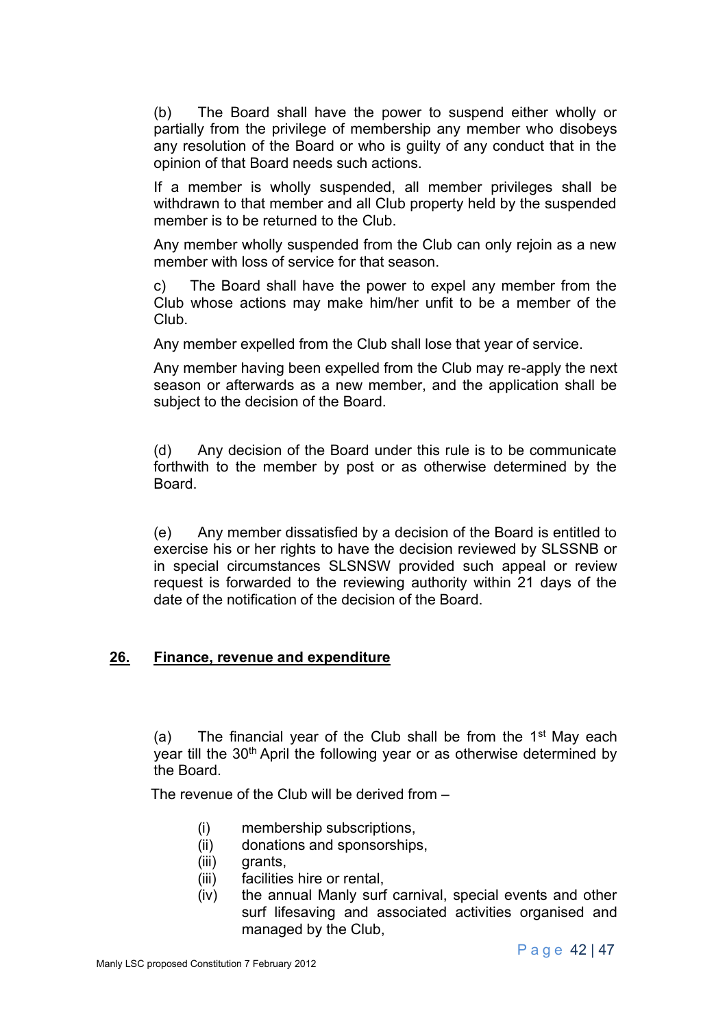(b) The Board shall have the power to suspend either wholly or partially from the privilege of membership any member who disobeys any resolution of the Board or who is guilty of any conduct that in the opinion of that Board needs such actions.

If a member is wholly suspended, all member privileges shall be withdrawn to that member and all Club property held by the suspended member is to be returned to the Club.

Any member wholly suspended from the Club can only rejoin as a new member with loss of service for that season.

c) The Board shall have the power to expel any member from the Club whose actions may make him/her unfit to be a member of the Club.

Any member expelled from the Club shall lose that year of service.

Any member having been expelled from the Club may re-apply the next season or afterwards as a new member, and the application shall be subject to the decision of the Board.

(d) Any decision of the Board under this rule is to be communicate forthwith to the member by post or as otherwise determined by the Board.

(e) Any member dissatisfied by a decision of the Board is entitled to exercise his or her rights to have the decision reviewed by SLSSNB or in special circumstances SLSNSW provided such appeal or review request is forwarded to the reviewing authority within 21 days of the date of the notification of the decision of the Board.

## 26. Finance, revenue and expenditure

(a) The financial year of the Club shall be from the 1st May each year till the 30th April the following year or as otherwise determined by the Board.

The revenue of the Club will be derived from –

- (i) membership subscriptions,
- (ii) donations and sponsorships,
- (iii) grants,
- (iii) facilities hire or rental,
- (iv) the annual Manly surf carnival, special events and other surf lifesaving and associated activities organised and managed by the Club,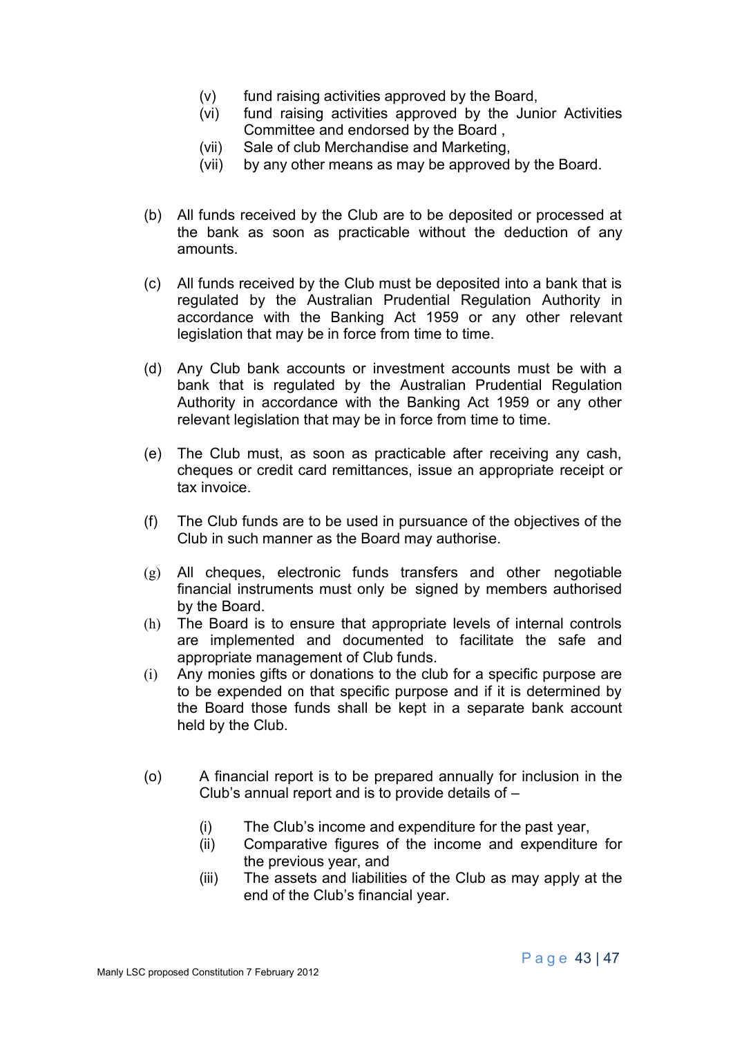- (v) fund raising activities approved by the Board,
- (vi) fund raising activities approved by the Junior Activities Committee and endorsed by the Board ,
- (vii) Sale of club Merchandise and Marketing,
- (vii) by any other means as may be approved by the Board.

(b) All funds received by the Club are to be deposited or processed at the bank as soon as practicable without the deduction of any amounts.

(c) All funds received by the Club must be deposited into a bank that is regulated by the Australian Prudential Regulation Authority in accordance with the Banking Act 1959 or any other relevant legislation that may be in force from time to time.

(d) Any Club bank accounts or investment accounts must be with a bank that is regulated by the Australian Prudential Regulation Authority in accordance with the Banking Act 1959 or any other relevant legislation that may be in force from time to time.

(e) The Club must, as soon as practicable after receiving any cash, cheques or credit card remittances, issue an appropriate receipt or tax invoice.

(f) The Club funds are to be used in pursuance of the objectives of the Club in such manner as the Board may authorise.

(g) All cheques, electronic funds transfers and other negotiable financial instruments must only be signed by members authorised by the Board.

(h) The Board is to ensure that appropriate levels of internal controls are implemented and documented to facilitate the safe and appropriate management of Club funds.

(i) Any monies gifts or donations to the club for a specific purpose are to be expended on that specific purpose and if it is determined by the Board those funds shall be kept in a separate bank account held by the Club.

(o) A financial report is to be prepared annually for inclusion in the Club's annual report and is to provide details of –

- (i) The Club's income and expenditure for the past year,
- (ii) Comparative figures of the income and expenditure for the previous year, and
- (iii) The assets and liabilities of the Club as may apply at the end of the Club's financial year.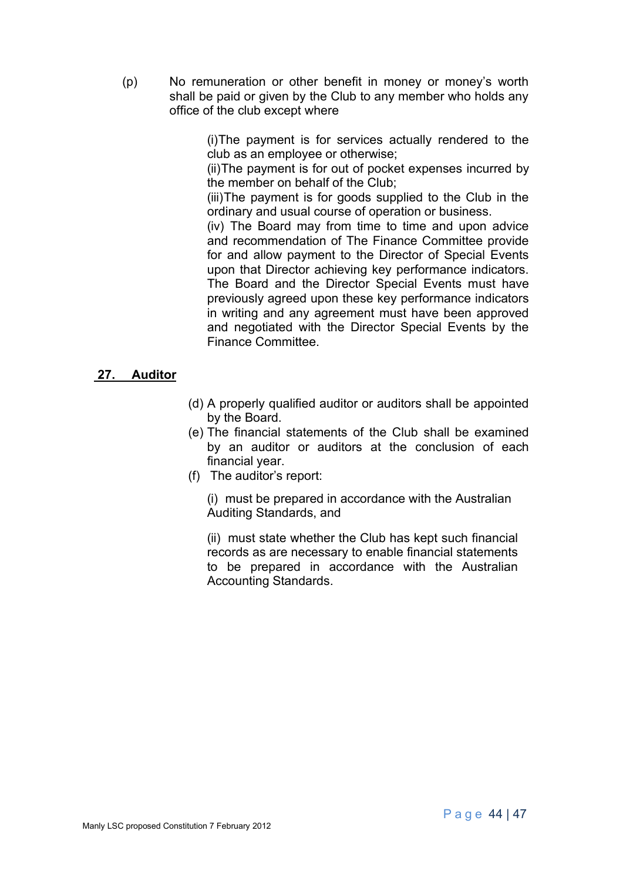(p) No remuneration or other benefit in money or money's worth shall be paid or given by the Club to any member who holds any office of the club except where

(i)The payment is for services actually rendered to the club as an employee or otherwise;

(ii)The payment is for out of pocket expenses incurred by the member on behalf of the Club;

(iii)The payment is for goods supplied to the Club in the ordinary and usual course of operation or business.

(iv) The Board may from time to time and upon advice and recommendation of The Finance Committee provide for and allow payment to the Director of Special Events upon that Director achieving key performance indicators. The Board and the Director Special Events must have previously agreed upon these key performance indicators in writing and any agreement must have been approved and negotiated with the Director Special Events by the Finance Committee.

## 27. Auditor

(d) A properly qualified auditor or auditors shall be appointed by the Board.

(e) The financial statements of the Club shall be examined by an auditor or auditors at the conclusion of each financial year.

(f) The auditor's report:

(i) must be prepared in accordance with the Australian Auditing Standards, and

(ii) must state whether the Club has kept such financial records as are necessary to enable financial statements to be prepared in accordance with the Australian Accounting Standards.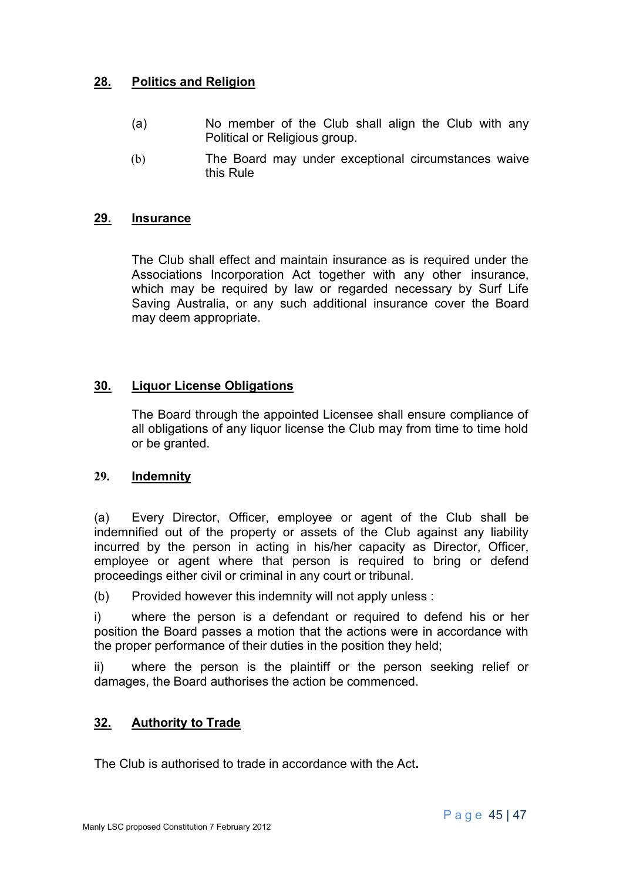## 28. Politics and Religion

(a) No member of the Club shall align the Club with any Political or Religious group.

(b) The Board may under exceptional circumstances waive this Rule

## 29. Insurance

The Club shall effect and maintain insurance as is required under the Associations Incorporation Act together with any other insurance, which may be required by law or regarded necessary by Surf Life Saving Australia, or any such additional insurance cover the Board may deem appropriate.

## 30. Liquor License Obligations

The Board through the appointed Licensee shall ensure compliance of all obligations of any liquor license the Club may from time to time hold or be granted.

## 29. Indemnity

(a) Every Director, Officer, employee or agent of the Club shall be indemnified out of the property or assets of the Club against any liability incurred by the person in acting in his/her capacity as Director, Officer, employee or agent where that person is required to bring or defend proceedings either civil or criminal in any court or tribunal.

(b) Provided however this indemnity will not apply unless :

i) where the person is a defendant or required to defend his or her position the Board passes a motion that the actions were in accordance with the proper performance of their duties in the position they held;

ii) where the person is the plaintiff or the person seeking relief or damages, the Board authorises the action be commenced.

## 32. Authority to Trade

The Club is authorised to trade in accordance with the Act**.**

Manly LSC proposed Constitution 7 February 2012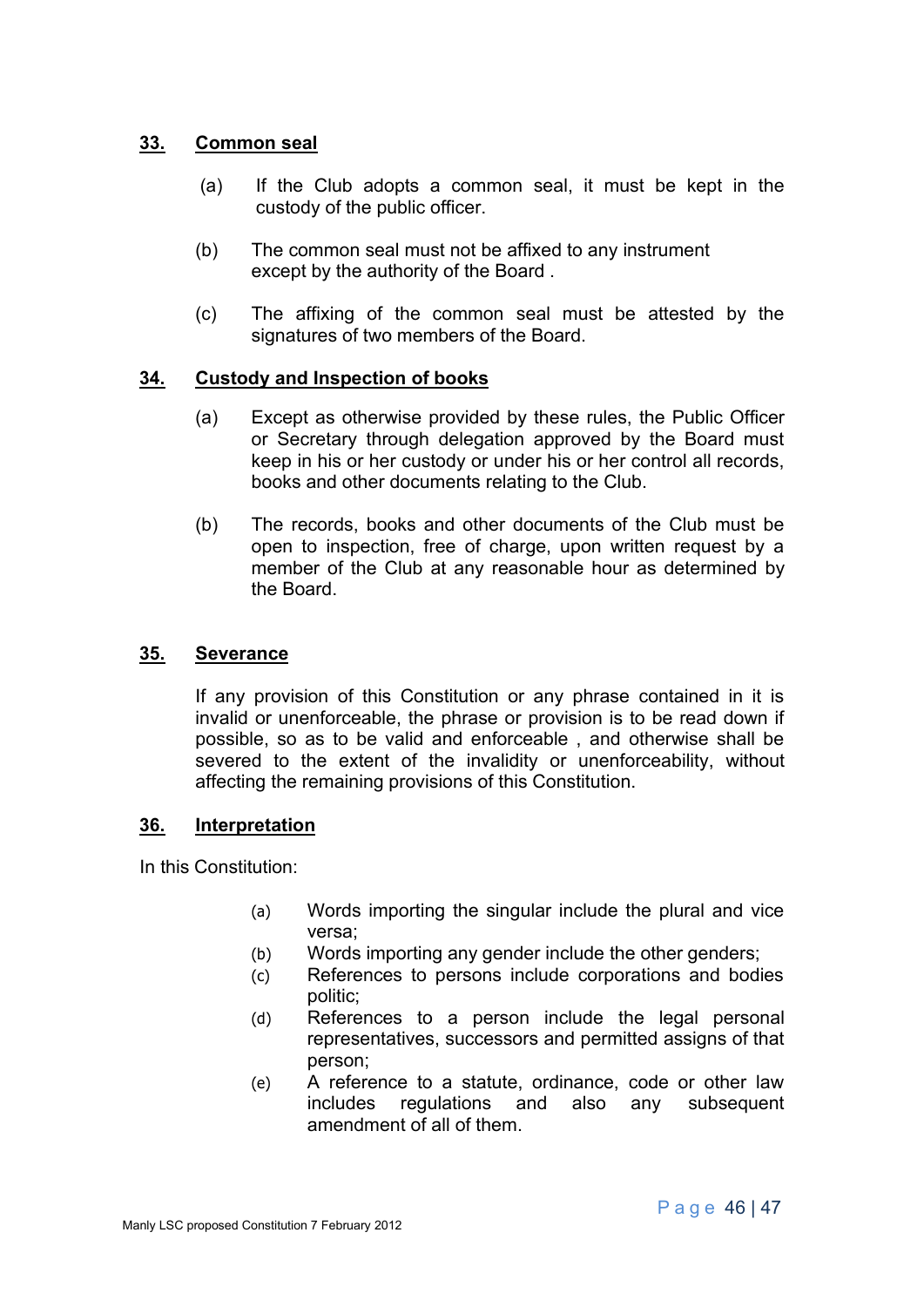## **33. Common seal**

(a) If the Club adopts a common seal, it must be kept in the custody of the public officer.

(b) The common seal must not be affixed to any instrument except by the authority of the Board .

(c) The affixing of the common seal must be attested by the signatures of two members of the Board.

## **34. Custody and Inspection of books**

(a) Except as otherwise provided by these rules, the Public Officer or Secretary through delegation approved by the Board must keep in his or her custody or under his or her control all records, books and other documents relating to the Club.

(b) The records, books and other documents of the Club must be open to inspection, free of charge, upon written request by a member of the Club at any reasonable hour as determined by the Board.

## **35. Severance**

If any provision of this Constitution or any phrase contained in it is invalid or unenforceable, the phrase or provision is to be read down if possible, so as to be valid and enforceable , and otherwise shall be severed to the extent of the invalidity or unenforceability, without affecting the remaining provisions of this Constitution.

## **36. Interpretation**

In this Constitution:

(a) Words importing the singular include the plural and vice versa;
(b) Words importing any gender include the other genders;
(c) References to persons include corporations and bodies politic;
(d) References to a person include the legal personal representatives, successors and permitted assigns of that person;
(e) A reference to a statute, ordinance, code or other law includes regulations and also any subsequent amendment of all of them.

Manly LSC proposed Constitution 7 February 2012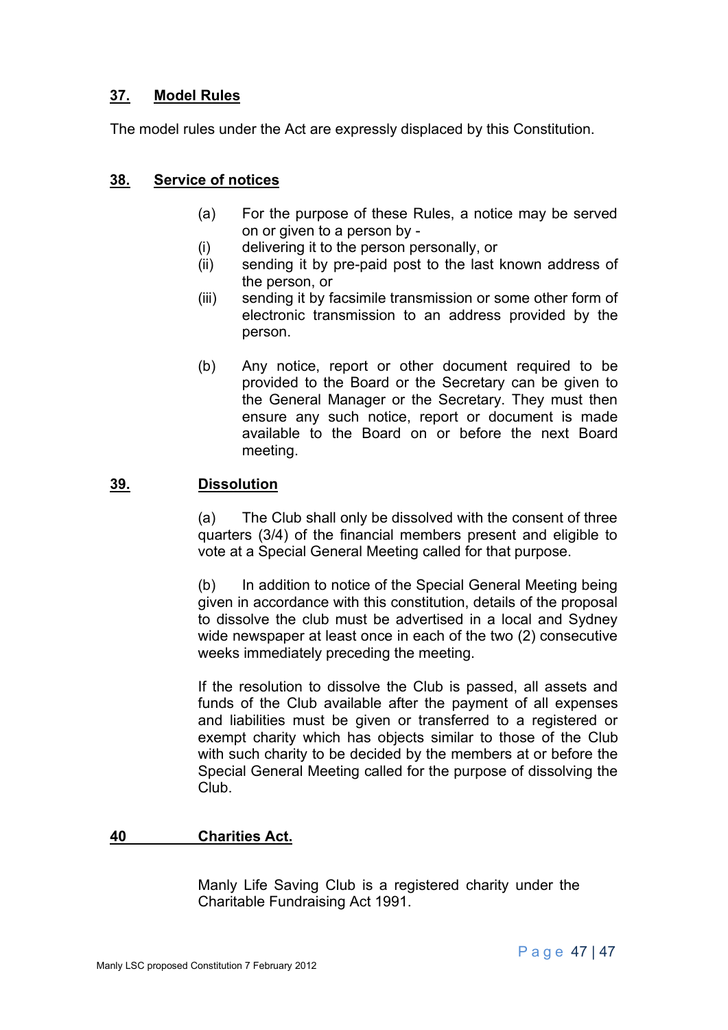## 37. Model Rules

The model rules under the Act are expressly displaced by this Constitution.

## 38. Service of notices

(a) For the purpose of these Rules, a notice may be served on or given to a person by -

(i) delivering it to the person personally, or

(ii) sending it by pre-paid post to the last known address of the person, or

(iii) sending it by facsimile transmission or some other form of electronic transmission to an address provided by the person.

(b) Any notice, report or other document required to be provided to the Board or the Secretary can be given to the General Manager or the Secretary. They must then ensure any such notice, report or document is made available to the Board on or before the next Board meeting.

## 39. Dissolution

(a) The Club shall only be dissolved with the consent of three quarters (3/4) of the financial members present and eligible to vote at a Special General Meeting called for that purpose.

(b) In addition to notice of the Special General Meeting being given in accordance with this constitution, details of the proposal to dissolve the club must be advertised in a local and Sydney wide newspaper at least once in each of the two (2) consecutive weeks immediately preceding the meeting.

If the resolution to dissolve the Club is passed, all assets and funds of the Club available after the payment of all expenses and liabilities must be given or transferred to a registered or exempt charity which has objects similar to those of the Club with such charity to be decided by the members at or before the Special General Meeting called for the purpose of dissolving the Club.

## 40 Charities Act.

Manly Life Saving Club is a registered charity under the Charitable Fundraising Act 1991.

Manly LSC proposed Constitution 7 February 2012